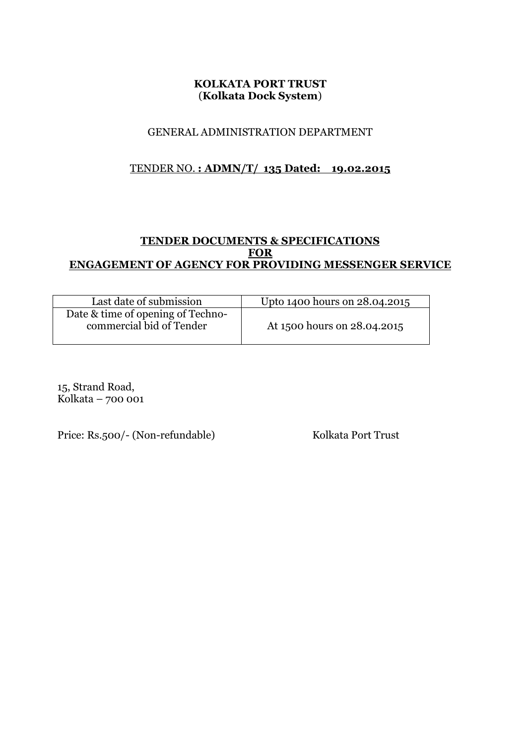**KOLKATA PORT TRUST**
**(Kolkata Dock System)**

GENERAL ADMINISTRATION DEPARTMENT

TENDER NO. **: ADMN/T/ 135 Dated: 19.02.2015**

## TENDER DOCUMENTS & SPECIFICATIONS FOR ENGAGEMENT OF AGENCY FOR PROVIDING MESSENGER SERVICE

| Last date of submission | Upto 1400 hours on 28.04.2015 |
|---|---|
| Date & time of opening of Techno-commercial bid of Tender | At 1500 hours on 28.04.2015 |

15, Strand Road,
Kolkata – 700 001

Price: Rs.500/- (Non-refundable) Kolkata Port Trust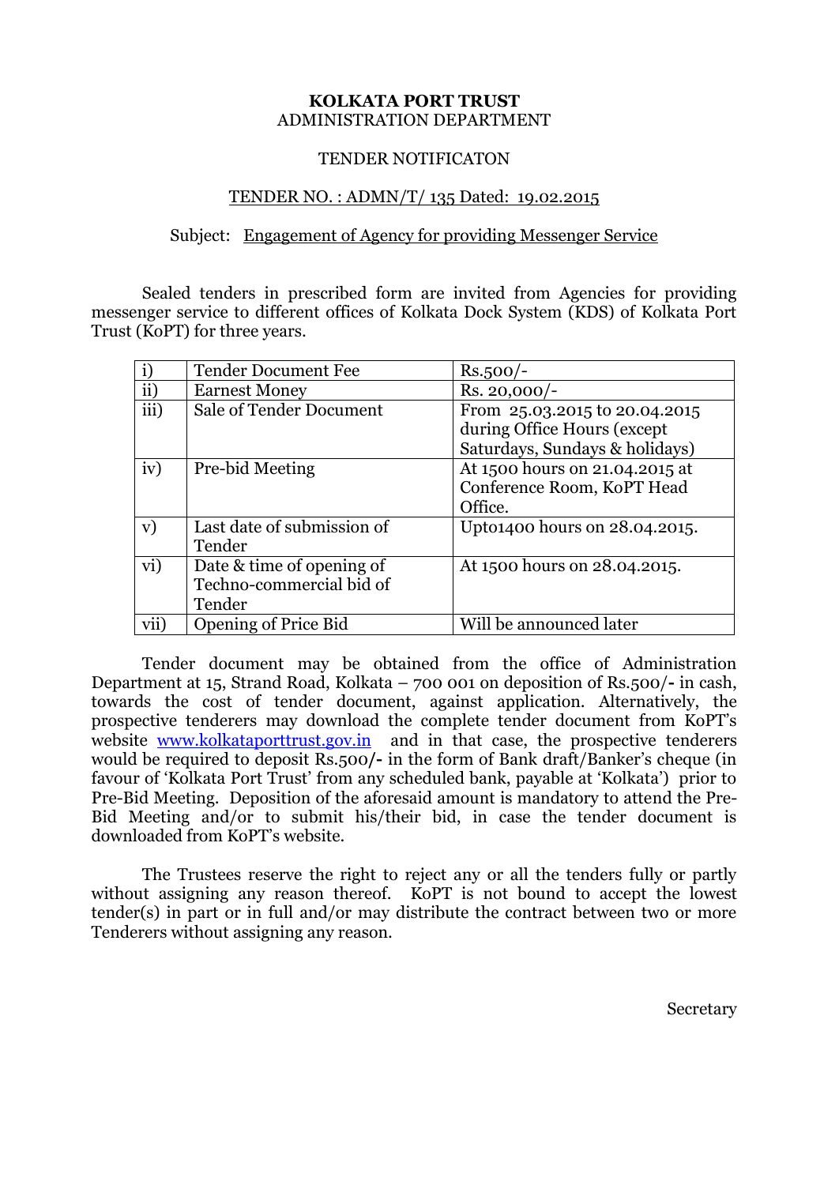**KOLKATA PORT TRUST**
ADMINISTRATION DEPARTMENT

TENDER NOTIFICATON

TENDER NO. : ADMN/T/ 135 Dated: 19.02.2015

Subject: Engagement of Agency for providing Messenger Service

Sealed tenders in prescribed form are invited from Agencies for providing messenger service to different offices of Kolkata Dock System (KDS) of Kolkata Port Trust (KoPT) for three years.

| | | |
|---|---|---|
| i) | Tender Document Fee | Rs.500/- |
| ii) | Earnest Money | Rs. 20,000/- |
| iii) | Sale of Tender Document | From 25.03.2015 to 20.04.2015 during Office Hours (except Saturdays, Sundays & holidays) |
| iv) | Pre-bid Meeting | At 1500 hours on 21.04.2015 at Conference Room, KoPT Head Office. |
| v) | Last date of submission of Tender | Upto1400 hours on 28.04.2015. |
| vi) | Date & time of opening of Techno-commercial bid of Tender | At 1500 hours on 28.04.2015. |
| vii) | Opening of Price Bid | Will be announced later |

Tender document may be obtained from the office of Administration Department at 15, Strand Road, Kolkata – 700 001 on deposition of Rs.500/- in cash, towards the cost of tender document, against application. Alternatively, the prospective tenderers may download the complete tender document from KoPT's website www.kolkataporttrust.gov.in and in that case, the prospective tenderers would be required to deposit Rs.500/- in the form of Bank draft/Banker's cheque (in favour of 'Kolkata Port Trust' from any scheduled bank, payable at 'Kolkata') prior to Pre-Bid Meeting. Deposition of the aforesaid amount is mandatory to attend the Pre-Bid Meeting and/or to submit his/their bid, in case the tender document is downloaded from KoPT's website.

The Trustees reserve the right to reject any or all the tenders fully or partly without assigning any reason thereof. KoPT is not bound to accept the lowest tender(s) in part or in full and/or may distribute the contract between two or more Tenderers without assigning any reason.

Secretary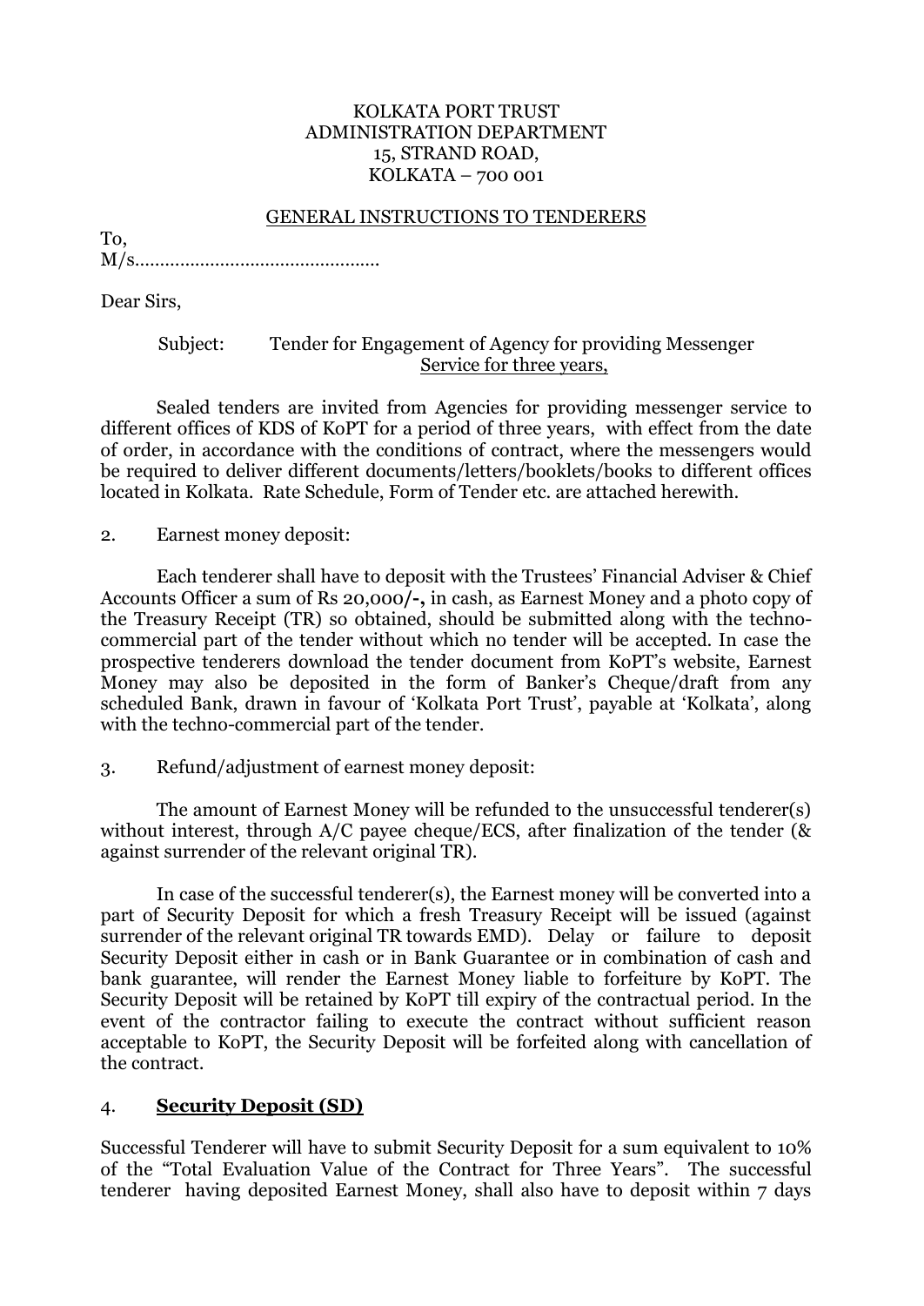KOLKATA PORT TRUST
ADMINISTRATION DEPARTMENT
15, STRAND ROAD,
KOLKATA – 700 001

GENERAL INSTRUCTIONS TO TENDERERS

To,
M/s…………………………………………

Dear Sirs,

Subject: Tender for Engagement of Agency for providing Messenger Service for three years,

Sealed tenders are invited from Agencies for providing messenger service to different offices of KDS of KoPT for a period of three years, with effect from the date of order, in accordance with the conditions of contract, where the messengers would be required to deliver different documents/letters/booklets/books to different offices located in Kolkata. Rate Schedule, Form of Tender etc. are attached herewith.

2. Earnest money deposit:

Each tenderer shall have to deposit with the Trustees' Financial Adviser & Chief Accounts Officer a sum of Rs 20,000/-, in cash, as Earnest Money and a photo copy of the Treasury Receipt (TR) so obtained, should be submitted along with the techno-commercial part of the tender without which no tender will be accepted. In case the prospective tenderers download the tender document from KoPT's website, Earnest Money may also be deposited in the form of Banker's Cheque/draft from any scheduled Bank, drawn in favour of 'Kolkata Port Trust', payable at 'Kolkata', along with the techno-commercial part of the tender.

3. Refund/adjustment of earnest money deposit:

The amount of Earnest Money will be refunded to the unsuccessful tenderer(s) without interest, through A/C payee cheque/ECS, after finalization of the tender (& against surrender of the relevant original TR).

In case of the successful tenderer(s), the Earnest money will be converted into a part of Security Deposit for which a fresh Treasury Receipt will be issued (against surrender of the relevant original TR towards EMD). Delay or failure to deposit Security Deposit either in cash or in Bank Guarantee or in combination of cash and bank guarantee, will render the Earnest Money liable to forfeiture by KoPT. The Security Deposit will be retained by KoPT till expiry of the contractual period. In the event of the contractor failing to execute the contract without sufficient reason acceptable to KoPT, the Security Deposit will be forfeited along with cancellation of the contract.

4. **Security Deposit (SD)**

Successful Tenderer will have to submit Security Deposit for a sum equivalent to 10% of the "Total Evaluation Value of the Contract for Three Years". The successful tenderer having deposited Earnest Money, shall also have to deposit within 7 days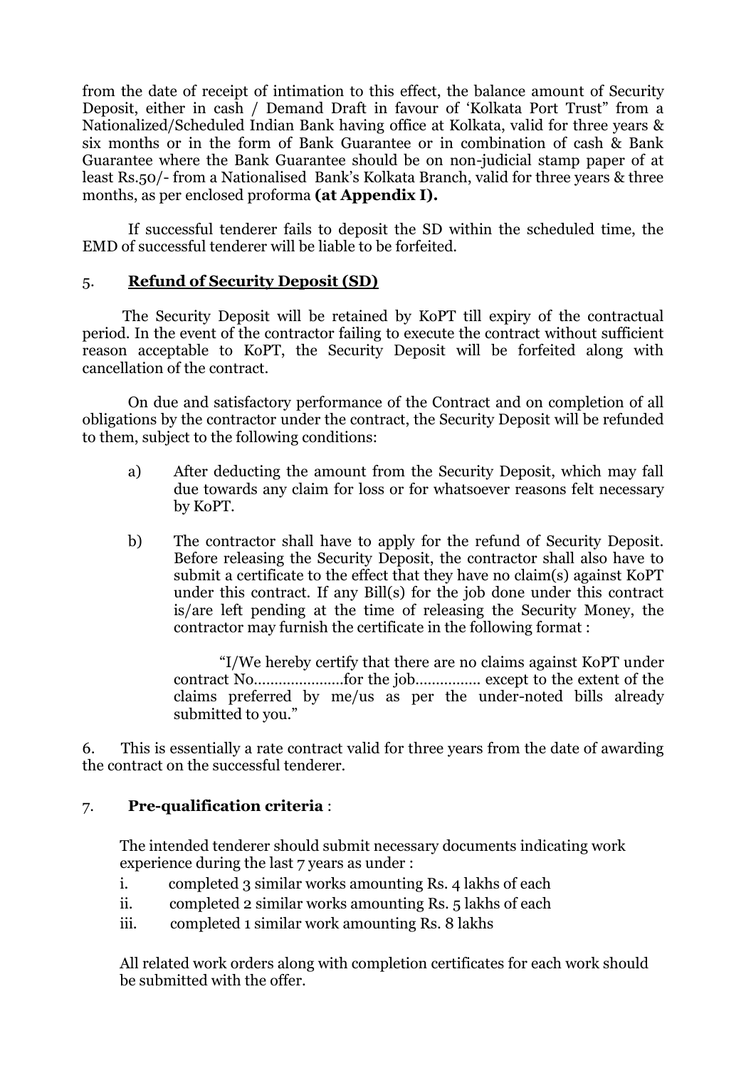from the date of receipt of intimation to this effect, the balance amount of Security Deposit, either in cash / Demand Draft in favour of 'Kolkata Port Trust" from a Nationalized/Scheduled Indian Bank having office at Kolkata, valid for three years & six months or in the form of Bank Guarantee or in combination of cash & Bank Guarantee where the Bank Guarantee should be on non-judicial stamp paper of at least Rs.50/- from a Nationalised Bank's Kolkata Branch, valid for three years & three months, as per enclosed proforma **(at Appendix I).**

If successful tenderer fails to deposit the SD within the scheduled time, the EMD of successful tenderer will be liable to be forfeited.

5. **Refund of Security Deposit (SD)**

The Security Deposit will be retained by KoPT till expiry of the contractual period. In the event of the contractor failing to execute the contract without sufficient reason acceptable to KoPT, the Security Deposit will be forfeited along with cancellation of the contract.

On due and satisfactory performance of the Contract and on completion of all obligations by the contractor under the contract, the Security Deposit will be refunded to them, subject to the following conditions:

a) After deducting the amount from the Security Deposit, which may fall due towards any claim for loss or for whatsoever reasons felt necessary by KoPT.

b) The contractor shall have to apply for the refund of Security Deposit. Before releasing the Security Deposit, the contractor shall also have to submit a certificate to the effect that they have no claim(s) against KoPT under this contract. If any Bill(s) for the job done under this contract is/are left pending at the time of releasing the Security Money, the contractor may furnish the certificate in the following format :

   "I/We hereby certify that there are no claims against KoPT under contract No…………………for the job…………… except to the extent of the claims preferred by me/us as per the under-noted bills already submitted to you."

6. This is essentially a rate contract valid for three years from the date of awarding the contract on the successful tenderer.

7. **Pre-qualification criteria** :

The intended tenderer should submit necessary documents indicating work experience during the last 7 years as under :

i. completed 3 similar works amounting Rs. 4 lakhs of each
ii. completed 2 similar works amounting Rs. 5 lakhs of each
iii. completed 1 similar work amounting Rs. 8 lakhs

All related work orders along with completion certificates for each work should be submitted with the offer.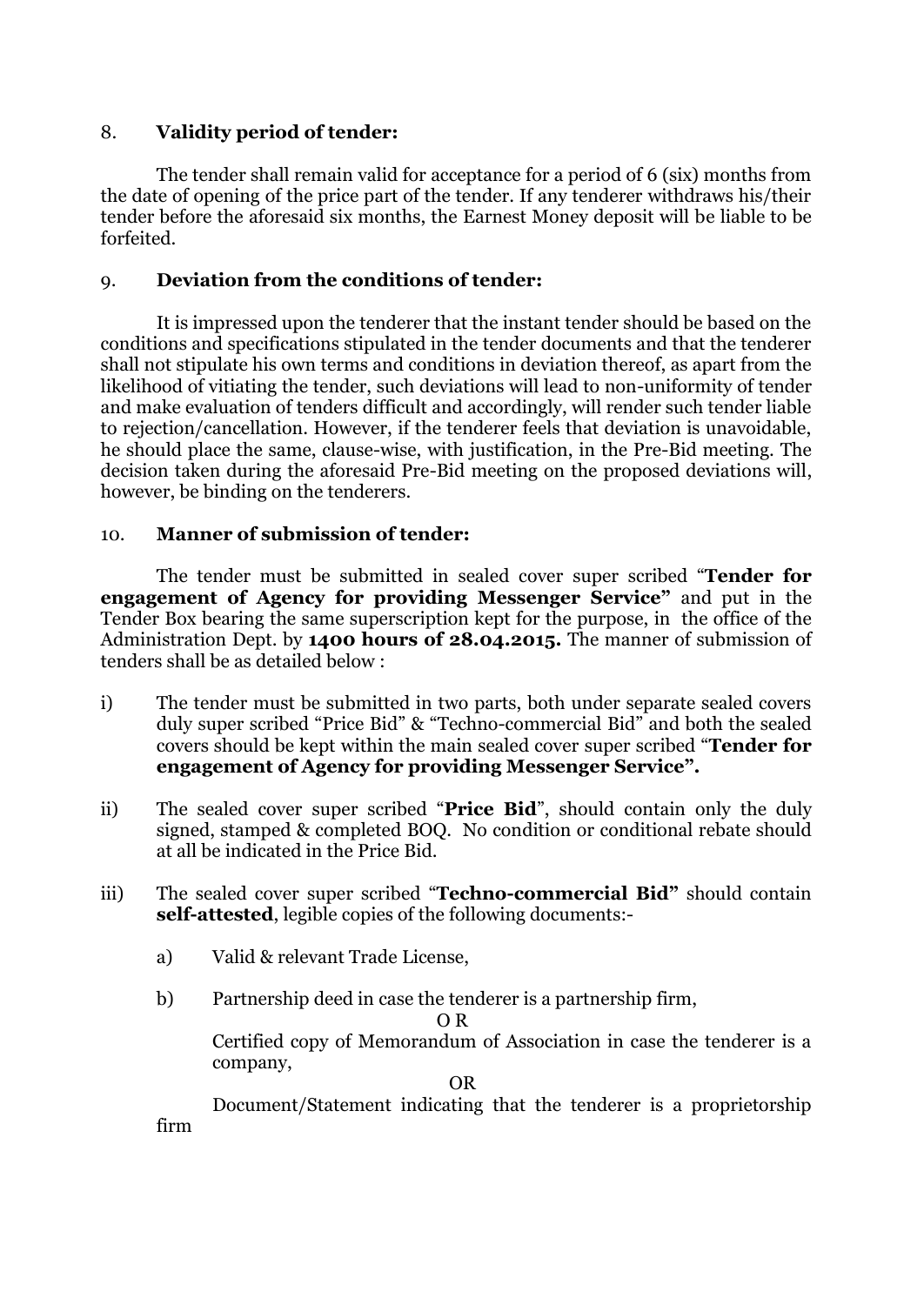8. **Validity period of tender:**

The tender shall remain valid for acceptance for a period of 6 (six) months from the date of opening of the price part of the tender. If any tenderer withdraws his/their tender before the aforesaid six months, the Earnest Money deposit will be liable to be forfeited.

9. **Deviation from the conditions of tender:**

It is impressed upon the tenderer that the instant tender should be based on the conditions and specifications stipulated in the tender documents and that the tenderer shall not stipulate his own terms and conditions in deviation thereof, as apart from the likelihood of vitiating the tender, such deviations will lead to non-uniformity of tender and make evaluation of tenders difficult and accordingly, will render such tender liable to rejection/cancellation. However, if the tenderer feels that deviation is unavoidable, he should place the same, clause-wise, with justification, in the Pre-Bid meeting. The decision taken during the aforesaid Pre-Bid meeting on the proposed deviations will, however, be binding on the tenderers.

10. **Manner of submission of tender:**

The tender must be submitted in sealed cover super scribed "**Tender for engagement of Agency for providing Messenger Service"** and put in the Tender Box bearing the same superscription kept for the purpose, in the office of the Administration Dept. by **1400 hours of 28.04.2015.** The manner of submission of tenders shall be as detailed below :

i) The tender must be submitted in two parts, both under separate sealed covers duly super scribed "Price Bid" & "Techno-commercial Bid" and both the sealed covers should be kept within the main sealed cover super scribed "**Tender for engagement of Agency for providing Messenger Service".**

ii) The sealed cover super scribed "**Price Bid**", should contain only the duly signed, stamped & completed BOQ. No condition or conditional rebate should at all be indicated in the Price Bid.

iii) The sealed cover super scribed "**Techno-commercial Bid"** should contain **self-attested**, legible copies of the following documents:-

a) Valid & relevant Trade License,

b) Partnership deed in case the tenderer is a partnership firm,

O R

Certified copy of Memorandum of Association in case the tenderer is a company,

OR

Document/Statement indicating that the tenderer is a proprietorship firm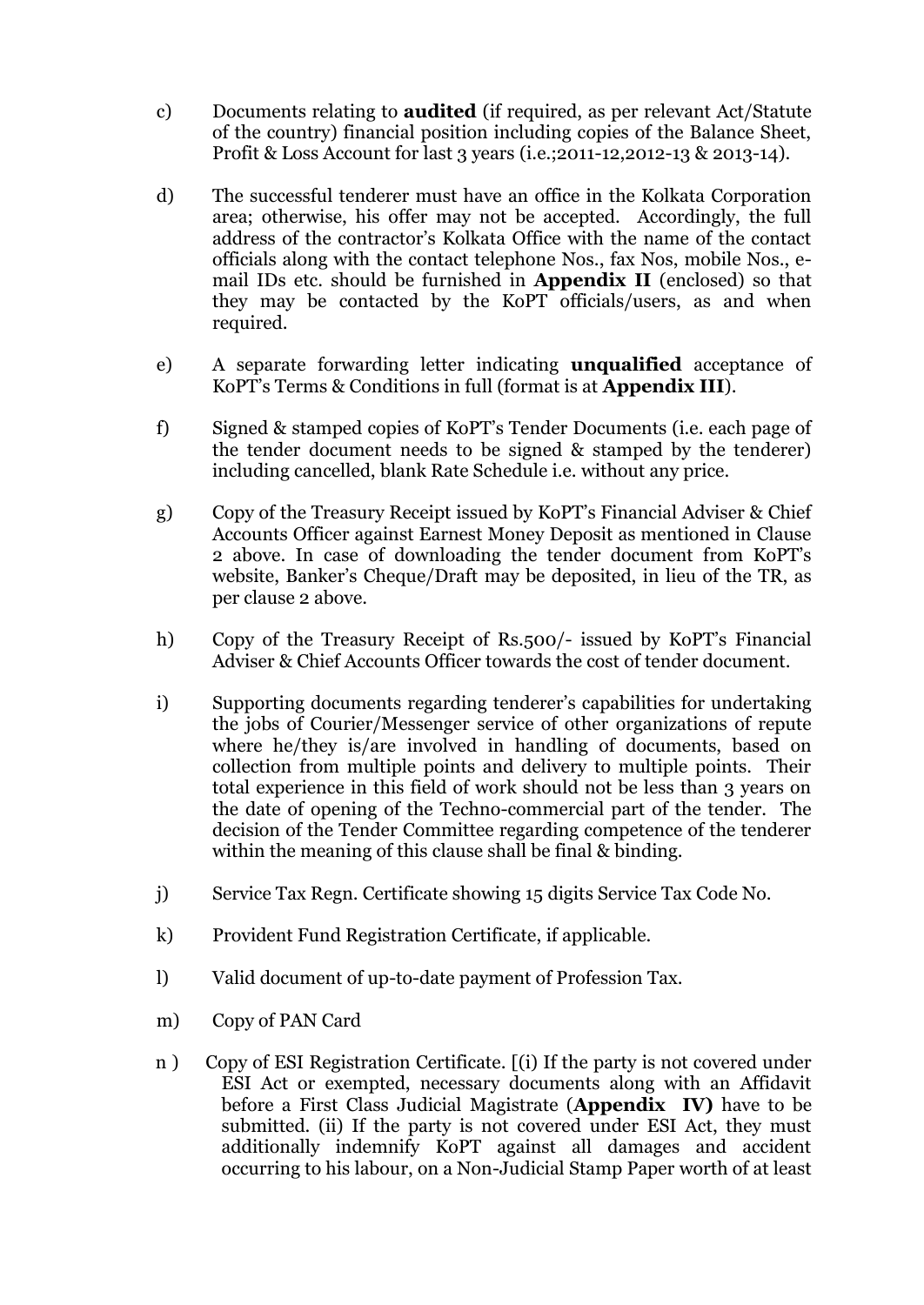c) Documents relating to **audited** (if required, as per relevant Act/Statute of the country) financial position including copies of the Balance Sheet, Profit & Loss Account for last 3 years (i.e.;2011-12,2012-13 & 2013-14).

d) The successful tenderer must have an office in the Kolkata Corporation area; otherwise, his offer may not be accepted. Accordingly, the full address of the contractor's Kolkata Office with the name of the contact officials along with the contact telephone Nos., fax Nos, mobile Nos., e-mail IDs etc. should be furnished in **Appendix II** (enclosed) so that they may be contacted by the KoPT officials/users, as and when required.

e) A separate forwarding letter indicating **unqualified** acceptance of KoPT's Terms & Conditions in full (format is at **Appendix III**).

f) Signed & stamped copies of KoPT's Tender Documents (i.e. each page of the tender document needs to be signed & stamped by the tenderer) including cancelled, blank Rate Schedule i.e. without any price.

g) Copy of the Treasury Receipt issued by KoPT's Financial Adviser & Chief Accounts Officer against Earnest Money Deposit as mentioned in Clause 2 above. In case of downloading the tender document from KoPT's website, Banker's Cheque/Draft may be deposited, in lieu of the TR, as per clause 2 above.

h) Copy of the Treasury Receipt of Rs.500/- issued by KoPT's Financial Adviser & Chief Accounts Officer towards the cost of tender document.

i) Supporting documents regarding tenderer's capabilities for undertaking the jobs of Courier/Messenger service of other organizations of repute where he/they is/are involved in handling of documents, based on collection from multiple points and delivery to multiple points. Their total experience in this field of work should not be less than 3 years on the date of opening of the Techno-commercial part of the tender. The decision of the Tender Committee regarding competence of the tenderer within the meaning of this clause shall be final & binding.

j) Service Tax Regn. Certificate showing 15 digits Service Tax Code No.

k) Provident Fund Registration Certificate, if applicable.

l) Valid document of up-to-date payment of Profession Tax.

m) Copy of PAN Card

n ) Copy of ESI Registration Certificate. [(i) If the party is not covered under ESI Act or exempted, necessary documents along with an Affidavit before a First Class Judicial Magistrate (**Appendix IV)** have to be submitted. (ii) If the party is not covered under ESI Act, they must additionally indemnify KoPT against all damages and accident occurring to his labour, on a Non-Judicial Stamp Paper worth of at least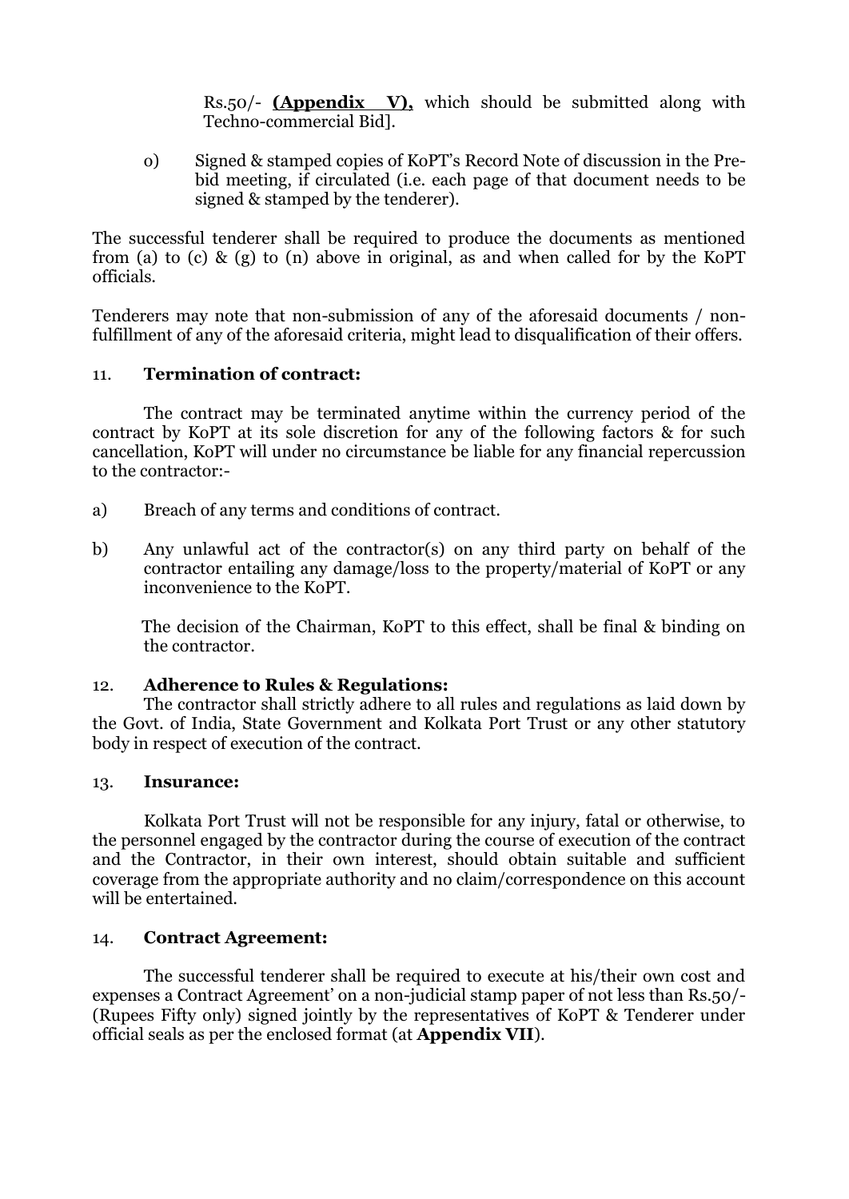Rs.50/- **(Appendix V),** which should be submitted along with Techno-commercial Bid].

o) Signed & stamped copies of KoPT's Record Note of discussion in the Pre-bid meeting, if circulated (i.e. each page of that document needs to be signed & stamped by the tenderer).

The successful tenderer shall be required to produce the documents as mentioned from (a) to (c) & (g) to (n) above in original, as and when called for by the KoPT officials.

Tenderers may note that non-submission of any of the aforesaid documents / non-fulfillment of any of the aforesaid criteria, might lead to disqualification of their offers.

### 11. Termination of contract:

The contract may be terminated anytime within the currency period of the contract by KoPT at its sole discretion for any of the following factors & for such cancellation, KoPT will under no circumstance be liable for any financial repercussion to the contractor:-

a) Breach of any terms and conditions of contract.

b) Any unlawful act of the contractor(s) on any third party on behalf of the contractor entailing any damage/loss to the property/material of KoPT or any inconvenience to the KoPT.

The decision of the Chairman, KoPT to this effect, shall be final & binding on the contractor.

### 12. Adherence to Rules & Regulations:

The contractor shall strictly adhere to all rules and regulations as laid down by the Govt. of India, State Government and Kolkata Port Trust or any other statutory body in respect of execution of the contract.

### 13. Insurance:

Kolkata Port Trust will not be responsible for any injury, fatal or otherwise, to the personnel engaged by the contractor during the course of execution of the contract and the Contractor, in their own interest, should obtain suitable and sufficient coverage from the appropriate authority and no claim/correspondence on this account will be entertained.

### 14. Contract Agreement:

The successful tenderer shall be required to execute at his/their own cost and expenses a Contract Agreement' on a non-judicial stamp paper of not less than Rs.50/- (Rupees Fifty only) signed jointly by the representatives of KoPT & Tenderer under official seals as per the enclosed format (at **Appendix VII**).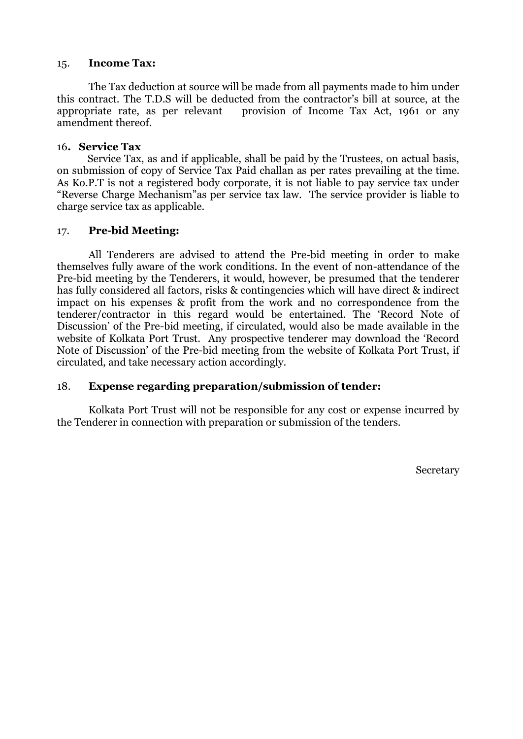15. **Income Tax:**

The Tax deduction at source will be made from all payments made to him under this contract. The T.D.S will be deducted from the contractor's bill at source, at the appropriate rate, as per relevant provision of Income Tax Act, 1961 or any amendment thereof.

16**. Service Tax**

Service Tax, as and if applicable, shall be paid by the Trustees, on actual basis, on submission of copy of Service Tax Paid challan as per rates prevailing at the time. As Ko.P.T is not a registered body corporate, it is not liable to pay service tax under "Reverse Charge Mechanism"as per service tax law. The service provider is liable to charge service tax as applicable.

17. **Pre-bid Meeting:**

All Tenderers are advised to attend the Pre-bid meeting in order to make themselves fully aware of the work conditions. In the event of non-attendance of the Pre-bid meeting by the Tenderers, it would, however, be presumed that the tenderer has fully considered all factors, risks & contingencies which will have direct & indirect impact on his expenses & profit from the work and no correspondence from the tenderer/contractor in this regard would be entertained. The 'Record Note of Discussion' of the Pre-bid meeting, if circulated, would also be made available in the website of Kolkata Port Trust. Any prospective tenderer may download the 'Record Note of Discussion' of the Pre-bid meeting from the website of Kolkata Port Trust, if circulated, and take necessary action accordingly.

18. **Expense regarding preparation/submission of tender:**

Kolkata Port Trust will not be responsible for any cost or expense incurred by the Tenderer in connection with preparation or submission of the tenders.

Secretary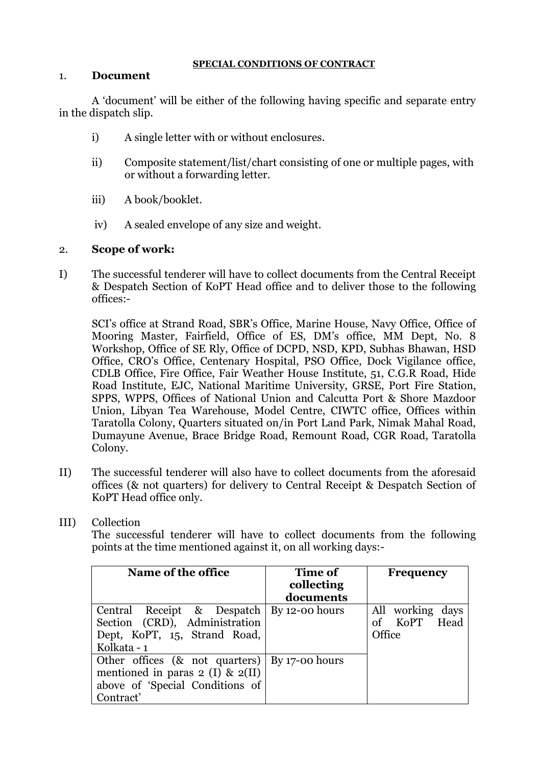**SPECIAL CONDITIONS OF CONTRACT**

1. **Document**

A 'document' will be either of the following having specific and separate entry in the dispatch slip.

i) A single letter with or without enclosures.

ii) Composite statement/list/chart consisting of one or multiple pages, with or without a forwarding letter.

iii) A book/booklet.

iv) A sealed envelope of any size and weight.

2. **Scope of work:**

I) The successful tenderer will have to collect documents from the Central Receipt & Despatch Section of KoPT Head office and to deliver those to the following offices:-

SCI's office at Strand Road, SBR's Office, Marine House, Navy Office, Office of Mooring Master, Fairfield, Office of ES, DM's office, MM Dept, No. 8 Workshop, Office of SE Rly, Office of DCPD, NSD, KPD, Subhas Bhawan, HSD Office, CRO's Office, Centenary Hospital, PSO Office, Dock Vigilance office, CDLB Office, Fire Office, Fair Weather House Institute, 51, C.G.R Road, Hide Road Institute, EJC, National Maritime University, GRSE, Port Fire Station, SPPS, WPPS, Offices of National Union and Calcutta Port & Shore Mazdoor Union, Libyan Tea Warehouse, Model Centre, CIWTC office, Offices within Taratolla Colony, Quarters situated on/in Port Land Park, Nimak Mahal Road, Dumayune Avenue, Brace Bridge Road, Remount Road, CGR Road, Taratolla Colony.

II) The successful tenderer will also have to collect documents from the aforesaid offices (& not quarters) for delivery to Central Receipt & Despatch Section of KoPT Head office only.

III) Collection

The successful tenderer will have to collect documents from the following points at the time mentioned against it, on all working days:-

| Name of the office | Time of collecting documents | Frequency |
|---|---|---|
| Central Receipt & Despatch Section (CRD), Administration Dept, KoPT, 15, Strand Road, Kolkata - 1 | By 12-00 hours | All working days of KoPT Head Office |
| Other offices (& not quarters) mentioned in paras 2 (I) & 2(II) above of 'Special Conditions of Contract' | By 17-00 hours | |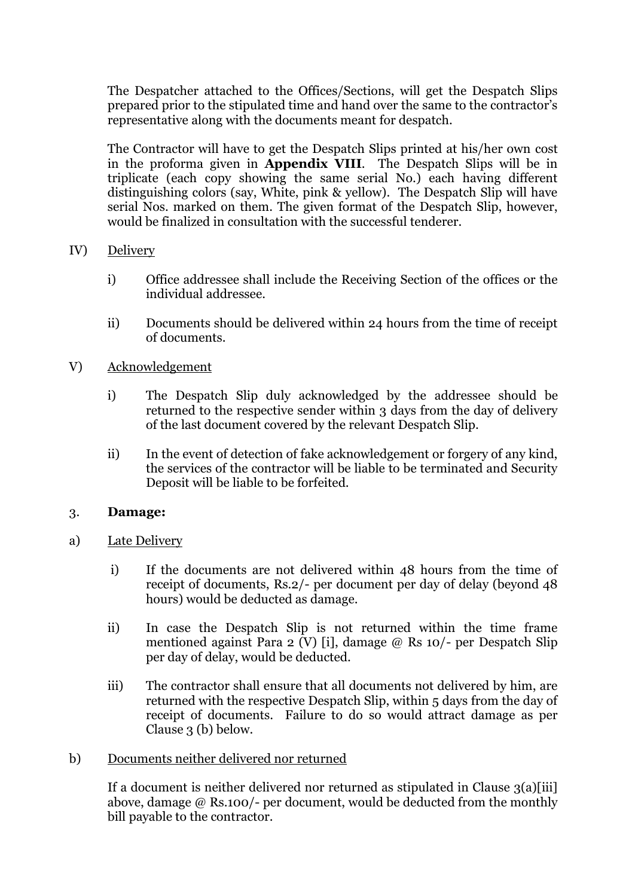The Despatcher attached to the Offices/Sections, will get the Despatch Slips prepared prior to the stipulated time and hand over the same to the contractor's representative along with the documents meant for despatch.

The Contractor will have to get the Despatch Slips printed at his/her own cost in the proforma given in **Appendix VIII**. The Despatch Slips will be in triplicate (each copy showing the same serial No.) each having different distinguishing colors (say, White, pink & yellow). The Despatch Slip will have serial Nos. marked on them. The given format of the Despatch Slip, however, would be finalized in consultation with the successful tenderer.

IV) Delivery

i) Office addressee shall include the Receiving Section of the offices or the individual addressee.

ii) Documents should be delivered within 24 hours from the time of receipt of documents.

V) Acknowledgement

i) The Despatch Slip duly acknowledged by the addressee should be returned to the respective sender within 3 days from the day of delivery of the last document covered by the relevant Despatch Slip.

ii) In the event of detection of fake acknowledgement or forgery of any kind, the services of the contractor will be liable to be terminated and Security Deposit will be liable to be forfeited.

3. **Damage:**

a) Late Delivery

i) If the documents are not delivered within 48 hours from the time of receipt of documents, Rs.2/- per document per day of delay (beyond 48 hours) would be deducted as damage.

ii) In case the Despatch Slip is not returned within the time frame mentioned against Para 2 (V) [i], damage @ Rs 10/- per Despatch Slip per day of delay, would be deducted.

iii) The contractor shall ensure that all documents not delivered by him, are returned with the respective Despatch Slip, within 5 days from the day of receipt of documents. Failure to do so would attract damage as per Clause 3 (b) below.

b) Documents neither delivered nor returned

If a document is neither delivered nor returned as stipulated in Clause 3(a)[iii] above, damage @ Rs.100/- per document, would be deducted from the monthly bill payable to the contractor.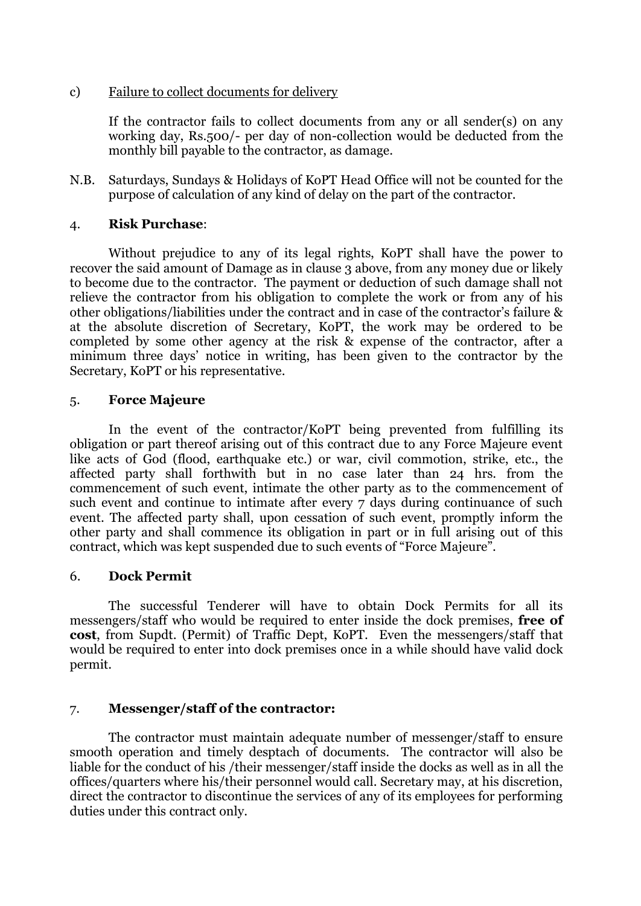c) <u>Failure to collect documents for delivery</u>

If the contractor fails to collect documents from any or all sender(s) on any working day, Rs.500/- per day of non-collection would be deducted from the monthly bill payable to the contractor, as damage.

N.B. Saturdays, Sundays & Holidays of KoPT Head Office will not be counted for the purpose of calculation of any kind of delay on the part of the contractor.

4. **Risk Purchase**:

Without prejudice to any of its legal rights, KoPT shall have the power to recover the said amount of Damage as in clause 3 above, from any money due or likely to become due to the contractor. The payment or deduction of such damage shall not relieve the contractor from his obligation to complete the work or from any of his other obligations/liabilities under the contract and in case of the contractor's failure & at the absolute discretion of Secretary, KoPT, the work may be ordered to be completed by some other agency at the risk & expense of the contractor, after a minimum three days' notice in writing, has been given to the contractor by the Secretary, KoPT or his representative.

5. **Force Majeure**

In the event of the contractor/KoPT being prevented from fulfilling its obligation or part thereof arising out of this contract due to any Force Majeure event like acts of God (flood, earthquake etc.) or war, civil commotion, strike, etc., the affected party shall forthwith but in no case later than 24 hrs. from the commencement of such event, intimate the other party as to the commencement of such event and continue to intimate after every 7 days during continuance of such event. The affected party shall, upon cessation of such event, promptly inform the other party and shall commence its obligation in part or in full arising out of this contract, which was kept suspended due to such events of "Force Majeure".

6. **Dock Permit**

The successful Tenderer will have to obtain Dock Permits for all its messengers/staff who would be required to enter inside the dock premises, **free of cost**, from Supdt. (Permit) of Traffic Dept, KoPT. Even the messengers/staff that would be required to enter into dock premises once in a while should have valid dock permit.

7. **Messenger/staff of the contractor:**

The contractor must maintain adequate number of messenger/staff to ensure smooth operation and timely desptach of documents. The contractor will also be liable for the conduct of his /their messenger/staff inside the docks as well as in all the offices/quarters where his/their personnel would call. Secretary may, at his discretion, direct the contractor to discontinue the services of any of its employees for performing duties under this contract only.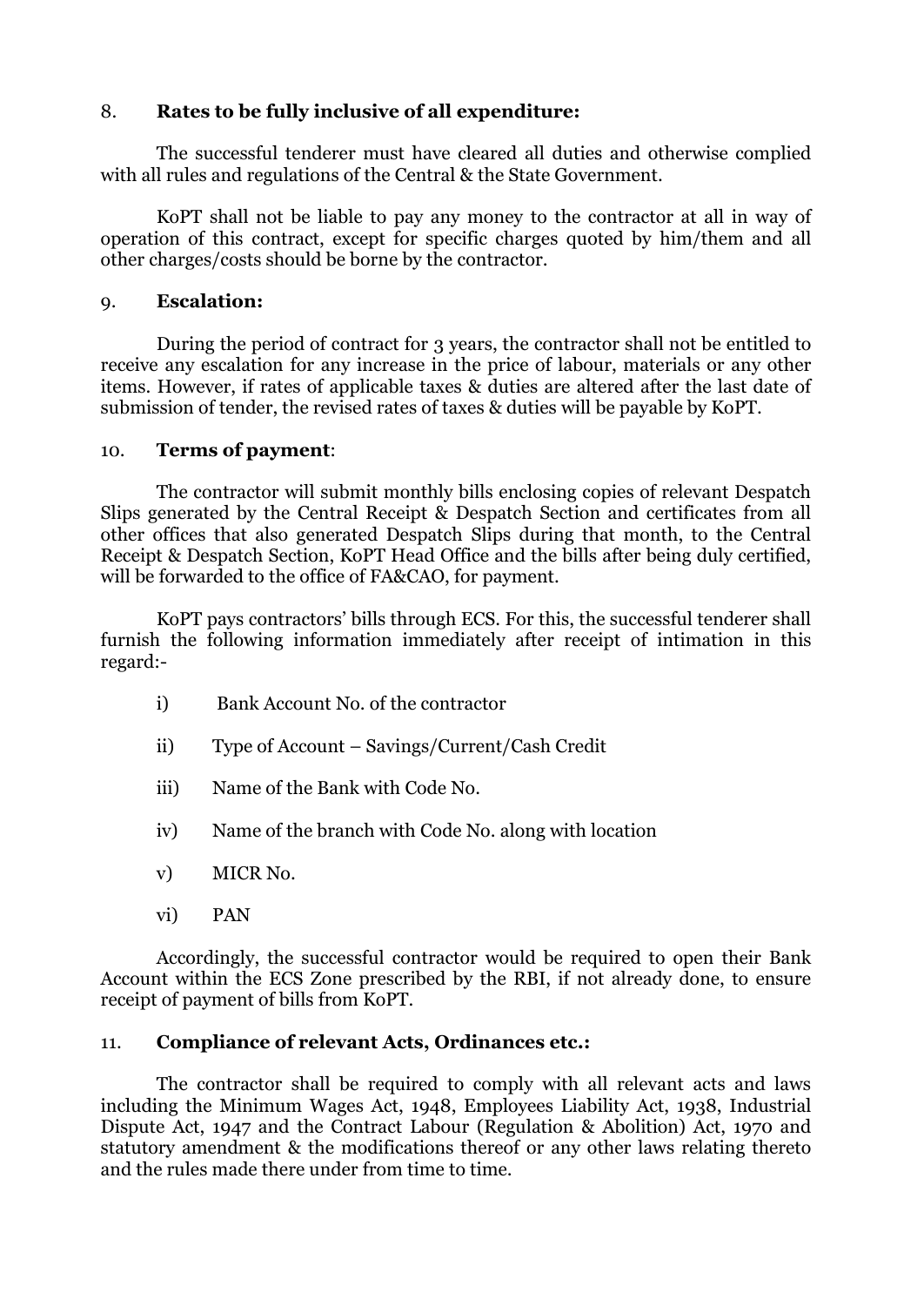## 8. **Rates to be fully inclusive of all expenditure:**

The successful tenderer must have cleared all duties and otherwise complied with all rules and regulations of the Central & the State Government.

KoPT shall not be liable to pay any money to the contractor at all in way of operation of this contract, except for specific charges quoted by him/them and all other charges/costs should be borne by the contractor.

## 9. **Escalation:**

During the period of contract for 3 years, the contractor shall not be entitled to receive any escalation for any increase in the price of labour, materials or any other items. However, if rates of applicable taxes & duties are altered after the last date of submission of tender, the revised rates of taxes & duties will be payable by KoPT.

## 10. **Terms of payment**:

The contractor will submit monthly bills enclosing copies of relevant Despatch Slips generated by the Central Receipt & Despatch Section and certificates from all other offices that also generated Despatch Slips during that month, to the Central Receipt & Despatch Section, KoPT Head Office and the bills after being duly certified, will be forwarded to the office of FA&CAO, for payment.

KoPT pays contractors' bills through ECS. For this, the successful tenderer shall furnish the following information immediately after receipt of intimation in this regard:-

- i) Bank Account No. of the contractor
- ii) Type of Account – Savings/Current/Cash Credit
- iii) Name of the Bank with Code No.
- iv) Name of the branch with Code No. along with location
- v) MICR No.
- vi) PAN

Accordingly, the successful contractor would be required to open their Bank Account within the ECS Zone prescribed by the RBI, if not already done, to ensure receipt of payment of bills from KoPT.

## 11. **Compliance of relevant Acts, Ordinances etc.:**

The contractor shall be required to comply with all relevant acts and laws including the Minimum Wages Act, 1948, Employees Liability Act, 1938, Industrial Dispute Act, 1947 and the Contract Labour (Regulation & Abolition) Act, 1970 and statutory amendment & the modifications thereof or any other laws relating thereto and the rules made there under from time to time.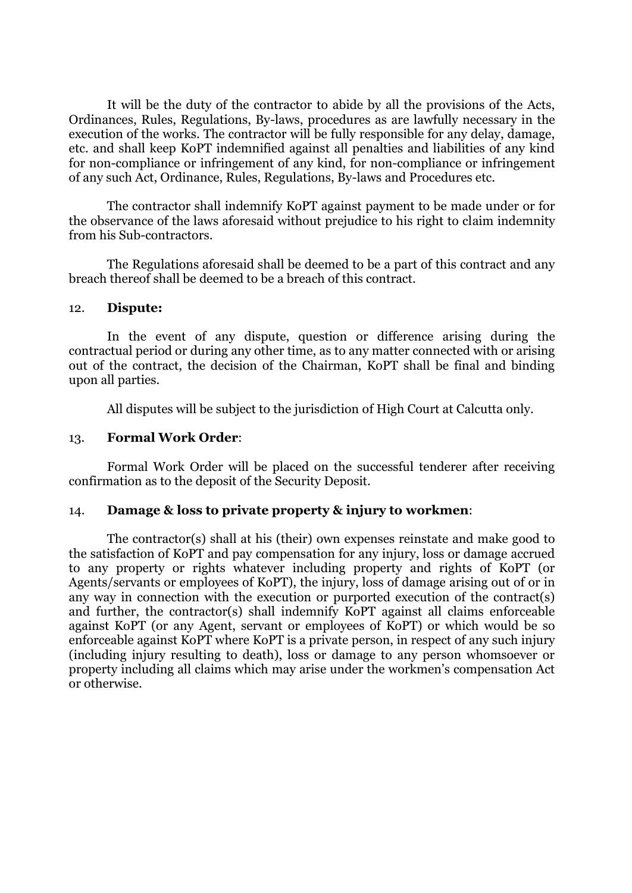It will be the duty of the contractor to abide by all the provisions of the Acts, Ordinances, Rules, Regulations, By-laws, procedures as are lawfully necessary in the execution of the works. The contractor will be fully responsible for any delay, damage, etc. and shall keep KoPT indemnified against all penalties and liabilities of any kind for non-compliance or infringement of any kind, for non-compliance or infringement of any such Act, Ordinance, Rules, Regulations, By-laws and Procedures etc.

The contractor shall indemnify KoPT against payment to be made under or for the observance of the laws aforesaid without prejudice to his right to claim indemnity from his Sub-contractors.

The Regulations aforesaid shall be deemed to be a part of this contract and any breach thereof shall be deemed to be a breach of this contract.

12. **Dispute:**

In the event of any dispute, question or difference arising during the contractual period or during any other time, as to any matter connected with or arising out of the contract, the decision of the Chairman, KoPT shall be final and binding upon all parties.

All disputes will be subject to the jurisdiction of High Court at Calcutta only.

13. **Formal Work Order**:

Formal Work Order will be placed on the successful tenderer after receiving confirmation as to the deposit of the Security Deposit.

14. **Damage & loss to private property & injury to workmen**:

The contractor(s) shall at his (their) own expenses reinstate and make good to the satisfaction of KoPT and pay compensation for any injury, loss or damage accrued to any property or rights whatever including property and rights of KoPT (or Agents/servants or employees of KoPT), the injury, loss of damage arising out of or in any way in connection with the execution or purported execution of the contract(s) and further, the contractor(s) shall indemnify KoPT against all claims enforceable against KoPT (or any Agent, servant or employees of KoPT) or which would be so enforceable against KoPT where KoPT is a private person, in respect of any such injury (including injury resulting to death), loss or damage to any person whomsoever or property including all claims which may arise under the workmen's compensation Act or otherwise.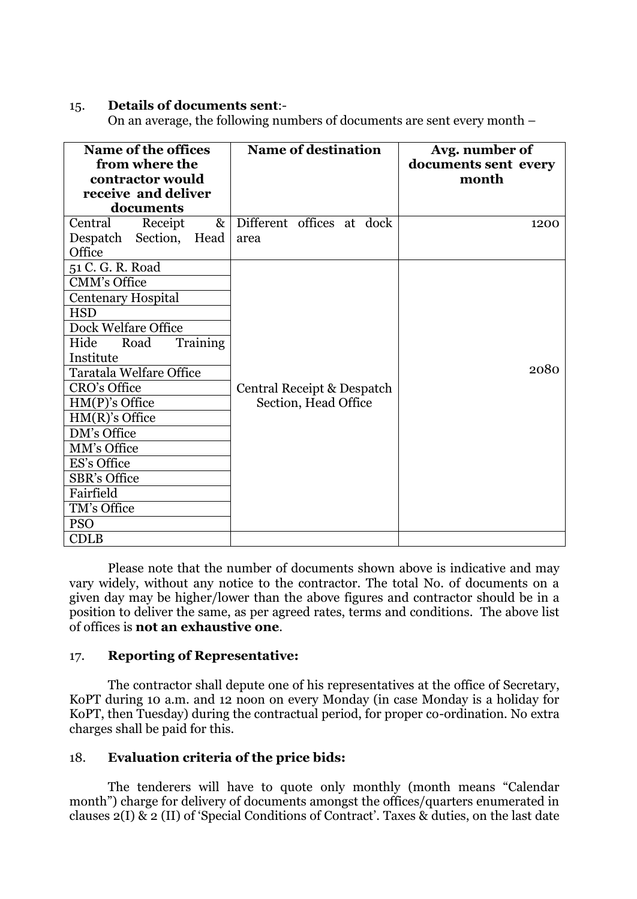15. **Details of documents sent**:-

On an average, the following numbers of documents are sent every month –

| Name of the offices from where the contractor would receive and deliver documents | Name of destination | Avg. number of documents sent every month |
|---|---|---|
| Central Receipt & Despatch Section, Head Office | Different offices at dock area | 1200 |
| 51 C. G. R. Road | Central Receipt & Despatch Section, Head Office | 2080 |
| CMM's Office | | |
| Centenary Hospital | | |
| HSD | | |
| Dock Welfare Office | | |
| Hide Road Training Institute | | |
| Taratala Welfare Office | | |
| CRO's Office | | |
| HM(P)'s Office | | |
| HM(R)'s Office | | |
| DM's Office | | |
| MM's Office | | |
| ES's Office | | |
| SBR's Office | | |
| Fairfield | | |
| TM's Office | | |
| PSO | | |
| CDLB | | |

Please note that the number of documents shown above is indicative and may vary widely, without any notice to the contractor. The total No. of documents on a given day may be higher/lower than the above figures and contractor should be in a position to deliver the same, as per agreed rates, terms and conditions. The above list of offices is **not an exhaustive one**.

17. **Reporting of Representative:**

The contractor shall depute one of his representatives at the office of Secretary, KoPT during 10 a.m. and 12 noon on every Monday (in case Monday is a holiday for KoPT, then Tuesday) during the contractual period, for proper co-ordination. No extra charges shall be paid for this.

18. **Evaluation criteria of the price bids:**

The tenderers will have to quote only monthly (month means "Calendar month") charge for delivery of documents amongst the offices/quarters enumerated in clauses 2(I) & 2 (II) of 'Special Conditions of Contract'. Taxes & duties, on the last date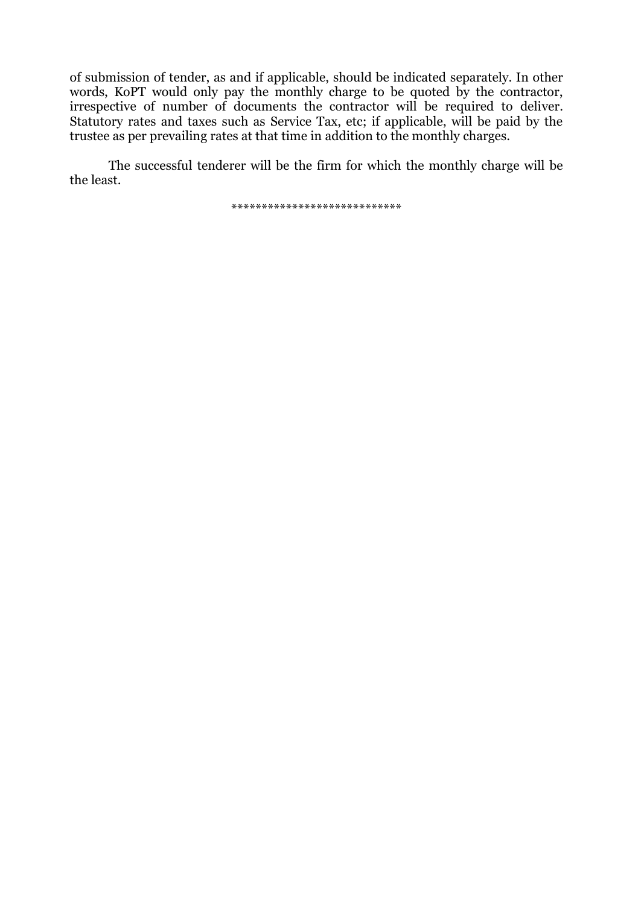of submission of tender, as and if applicable, should be indicated separately. In other words, KoPT would only pay the monthly charge to be quoted by the contractor, irrespective of number of documents the contractor will be required to deliver. Statutory rates and taxes such as Service Tax, etc; if applicable, will be paid by the trustee as per prevailing rates at that time in addition to the monthly charges.

The successful tenderer will be the firm for which the monthly charge will be the least.

****************************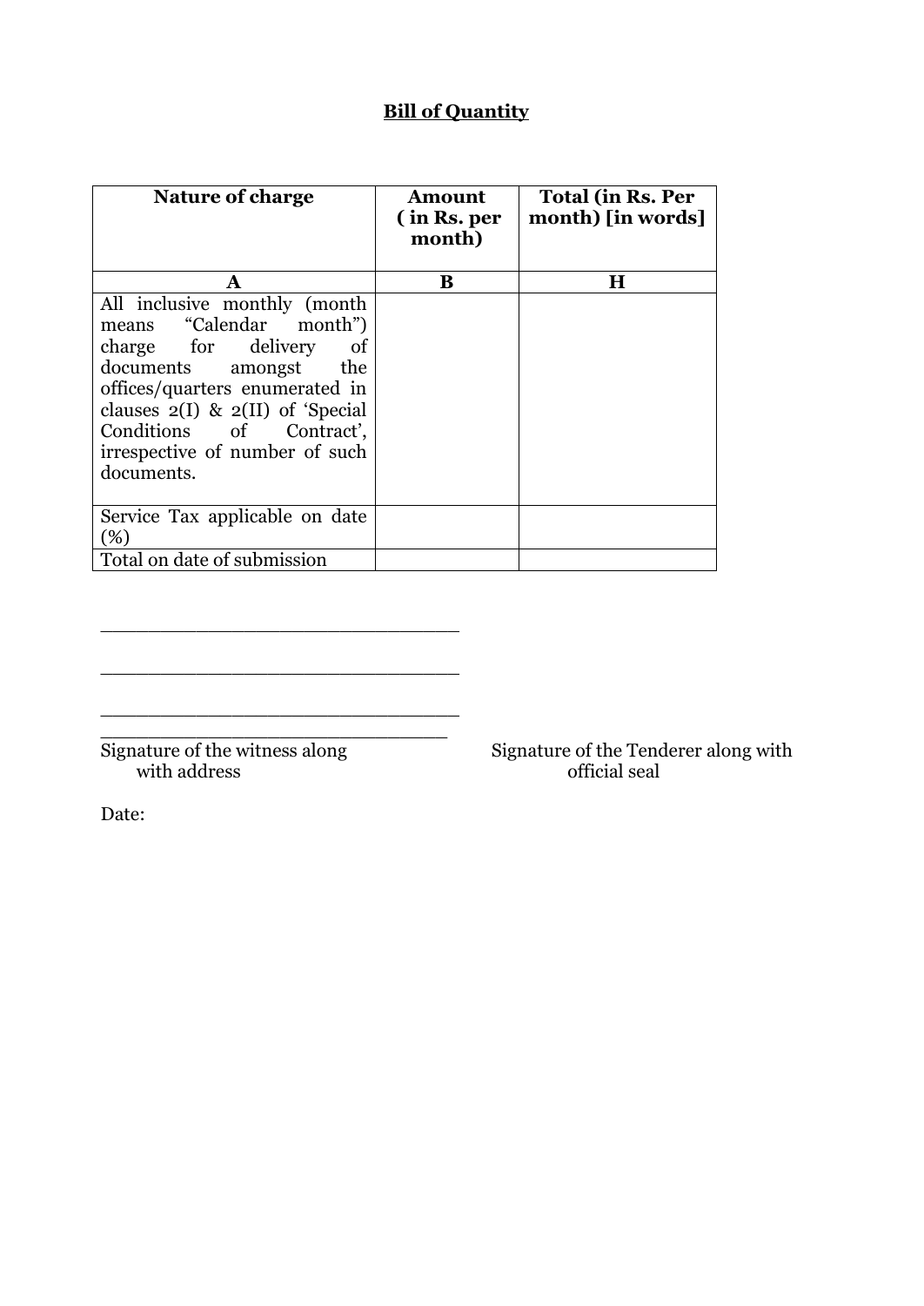## Bill of Quantity

| Nature of charge | Amount ( in Rs. per month) | Total (in Rs. Per month) [in words] |
|---|---|---|
| **A** | **B** | **H** |
| All inclusive monthly (month means "Calendar month") charge for delivery of documents amongst the offices/quarters enumerated in clauses 2(I) & 2(II) of 'Special Conditions of Contract', irrespective of number of such documents. | | |
| Service Tax applicable on date (%) | | |
| Total on date of submission | | |

______________________________

______________________________

______________________________

______________________________

Signature of the witness along with address

Signature of the Tenderer along with official seal

Date: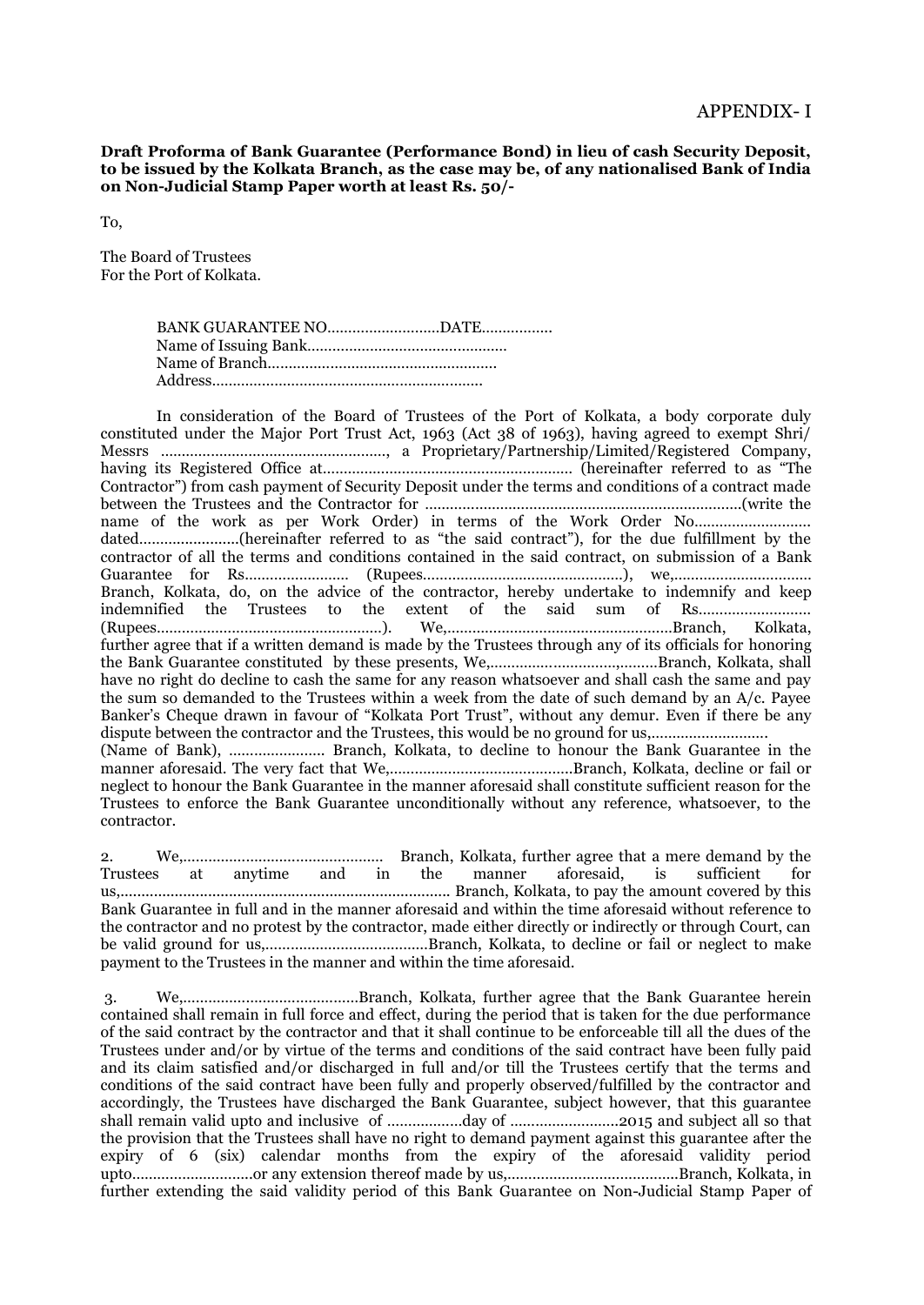APPENDIX- I

**Draft Proforma of Bank Guarantee (Performance Bond) in lieu of cash Security Deposit, to be issued by the Kolkata Branch, as the case may be, of any nationalised Bank of India on Non-Judicial Stamp Paper worth at least Rs. 50/-**

To,

The Board of Trustees
For the Port of Kolkata.

BANK GUARANTEE NO……………………DATE…………….
Name of Issuing Bank…………………………………….
Name of Branch…………………………………………
Address……………………………………………………

In consideration of the Board of Trustees of the Port of Kolkata, a body corporate duly constituted under the Major Port Trust Act, 1963 (Act 38 of 1963), having agreed to exempt Shri/ Messrs ……………………………………………, a Proprietary/Partnership/Limited/Registered Company, having its Registered Office at…………………………………………………… (hereinafter referred to as "The Contractor") from cash payment of Security Deposit under the terms and conditions of a contract made between the Trustees and the Contractor for ……………………………………………………………….(write the name of the work as per Work Order) in terms of the Work Order No……………………… dated……………………(hereinafter referred to as "the said contract"), for the due fulfillment by the contractor of all the terms and conditions contained in the said contract, on submission of a Bank Guarantee for Rs…………………… (Rupees…………………………………………), we,…………………………… Branch, Kolkata, do, on the advice of the contractor, hereby undertake to indemnify and keep indemnified the Trustees to the extent of the said sum of Rs……………………… (Rupees……………………………………………). We,………………………………………………Branch, Kolkata, further agree that if a written demand is made by the Trustees through any of its officials for honoring the Bank Guarantee constituted by these presents, We,………………………………Branch, Kolkata, shall have no right do decline to cash the same for any reason whatsoever and shall cash the same and pay the sum so demanded to the Trustees within a week from the date of such demand by an A/c. Payee Banker's Cheque drawn in favour of "Kolkata Port Trust", without any demur. Even if there be any dispute between the contractor and the Trustees, this would be no ground for us,……………………… (Name of Bank), ………………… Branch, Kolkata, to decline to honour the Bank Guarantee in the manner aforesaid. The very fact that We,……………………………………Branch, Kolkata, decline or fail or neglect to honour the Bank Guarantee in the manner aforesaid shall constitute sufficient reason for the Trustees to enforce the Bank Guarantee unconditionally without any reference, whatsoever, to the contractor.

2. We,………………………………………… Branch, Kolkata, further agree that a mere demand by the Trustees at anytime and in the manner aforesaid, is sufficient for us,…………………………………………………………… Branch, Kolkata, to pay the amount covered by this Bank Guarantee in full and in the manner aforesaid and within the time aforesaid without reference to the contractor and no protest by the contractor, made either directly or indirectly or through Court, can be valid ground for us,…………………………………Branch, Kolkata, to decline or fail or neglect to make payment to the Trustees in the manner and within the time aforesaid.

3. We,……………………………………Branch, Kolkata, further agree that the Bank Guarantee herein contained shall remain in full force and effect, during the period that is taken for the due performance of the said contract by the contractor and that it shall continue to be enforceable till all the dues of the Trustees under and/or by virtue of the terms and conditions of the said contract have been fully paid and its claim satisfied and/or discharged in full and/or till the Trustees certify that the terms and conditions of the said contract have been fully and properly observed/fulfilled by the contractor and accordingly, the Trustees have discharged the Bank Guarantee, subject however, that this guarantee shall remain valid upto and inclusive of ………………day of ……………………2015 and subject all so that the provision that the Trustees shall have no right to demand payment against this guarantee after the expiry of 6 (six) calendar months from the expiry of the aforesaid validity period upto………………………or any extension thereof made by us,…………………………………Branch, Kolkata, in further extending the said validity period of this Bank Guarantee on Non-Judicial Stamp Paper of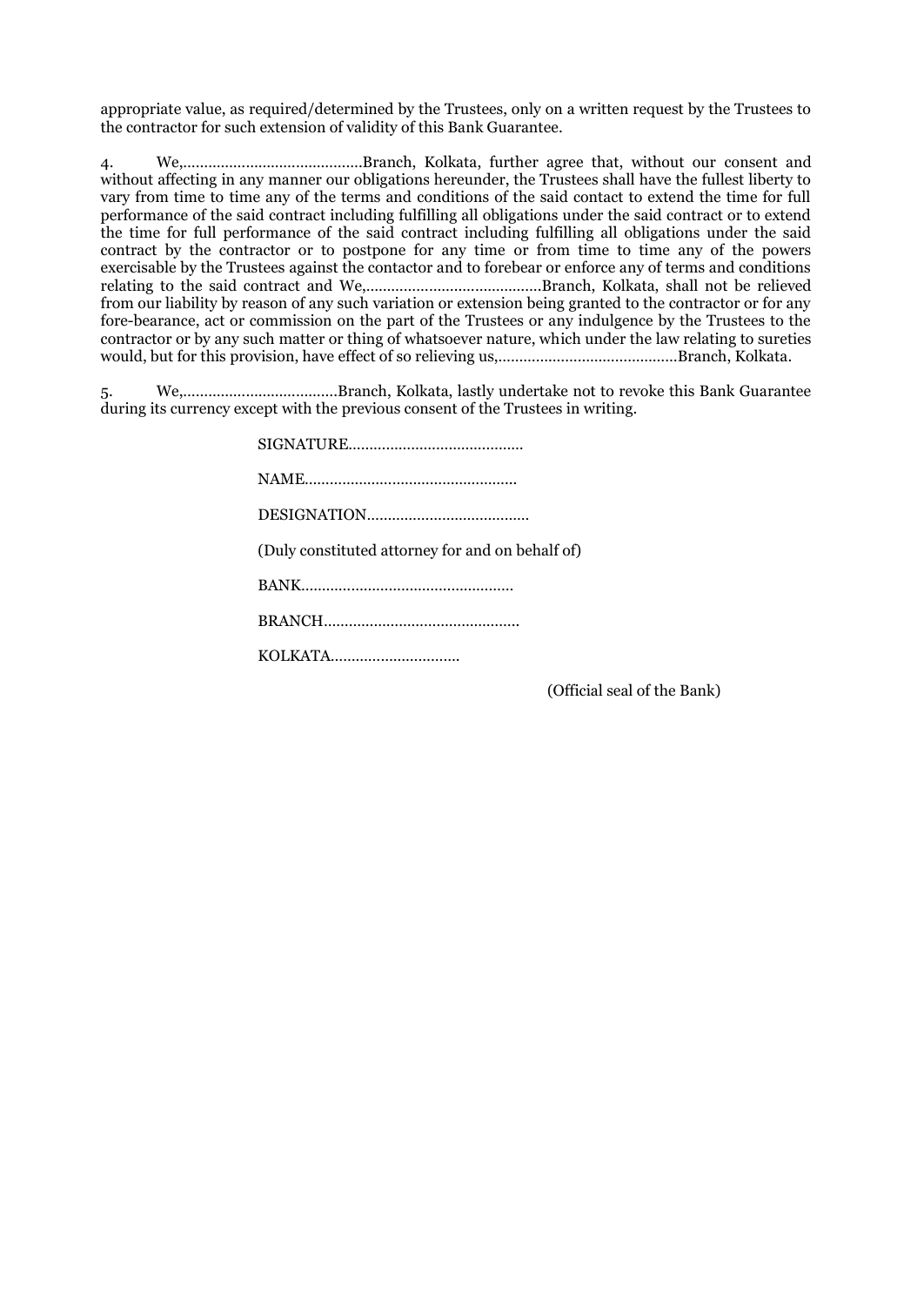appropriate value, as required/determined by the Trustees, only on a written request by the Trustees to the contractor for such extension of validity of this Bank Guarantee.

4. We,……………………………………Branch, Kolkata, further agree that, without our consent and without affecting in any manner our obligations hereunder, the Trustees shall have the fullest liberty to vary from time to time any of the terms and conditions of the said contact to extend the time for full performance of the said contract including fulfilling all obligations under the said contract or to extend the time for full performance of the said contract including fulfilling all obligations under the said contract by the contractor or to postpone for any time or from time to time any of the powers exercisable by the Trustees against the contactor and to forebear or enforce any of terms and conditions relating to the said contract and We,……………………………………Branch, Kolkata, shall not be relieved from our liability by reason of any such variation or extension being granted to the contractor or for any fore-bearance, act or commission on the part of the Trustees or any indulgence by the Trustees to the contractor or by any such matter or thing of whatsoever nature, which under the law relating to sureties would, but for this provision, have effect of so relieving us,……………………………………Branch, Kolkata.

5. We,………………………………Branch, Kolkata, lastly undertake not to revoke this Bank Guarantee during its currency except with the previous consent of the Trustees in writing.

SIGNATURE……………………………………

NAME……………………………………………

DESIGNATION…………………………………

(Duly constituted attorney for and on behalf of)

BANK……………………………………………

BRANCH………………………………………

KOLKATA…………………………

(Official seal of the Bank)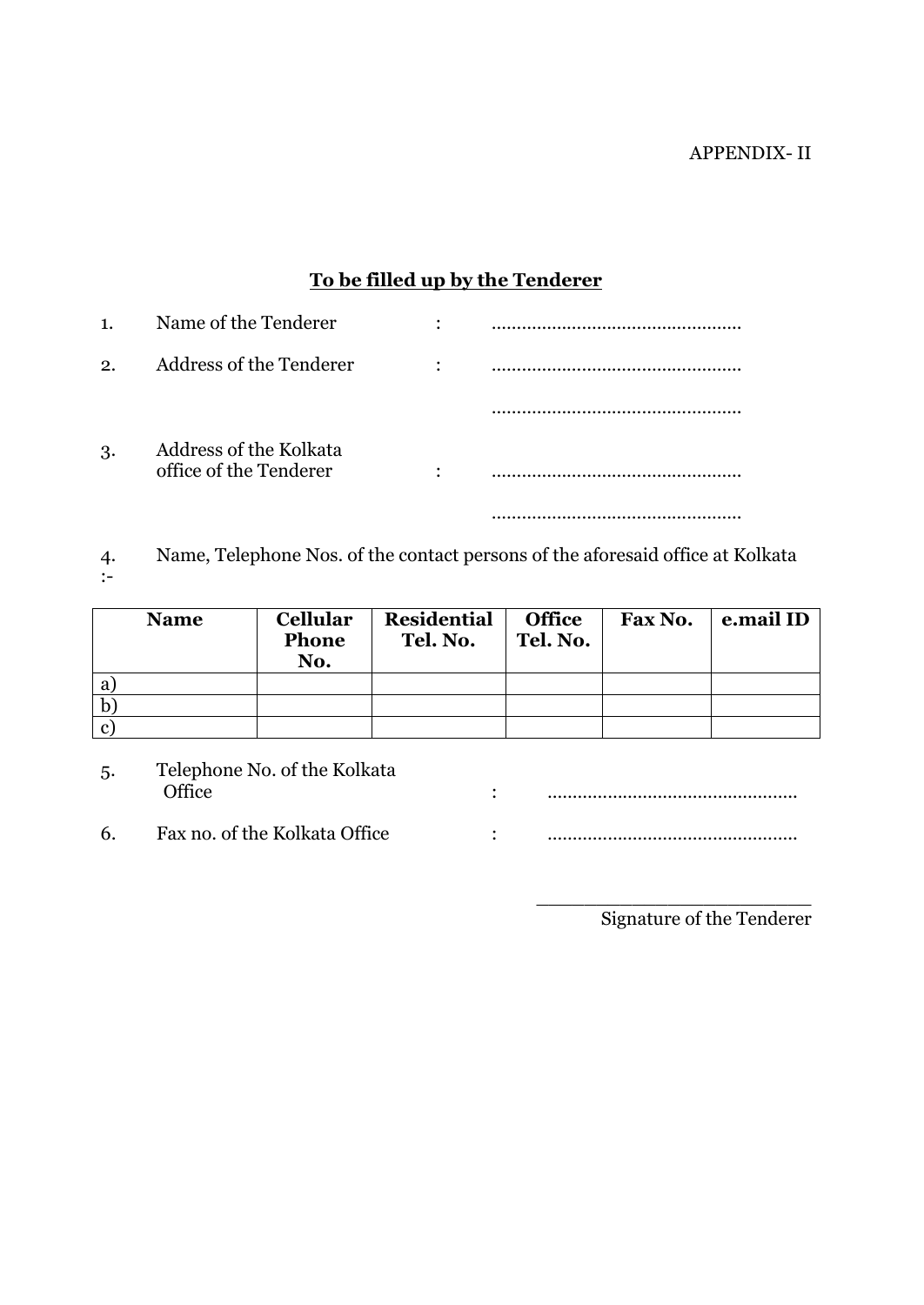APPENDIX- II

**<u>To be filled up by the Tenderer</u>**

1. Name of the Tenderer : ..................................................

2. Address of the Tenderer : ..................................................

   ..................................................

3. Address of the Kolkata office of the Tenderer : ..................................................

   ..................................................

4. Name, Telephone Nos. of the contact persons of the aforesaid office at Kolkata :-

| Name | Cellular Phone No. | Residential Tel. No. | Office Tel. No. | Fax No. | e.mail ID |
|---|---|---|---|---|---|
| a) | | | | | |
| b) | | | | | |
| c) | | | | | |

5. Telephone No. of the Kolkata Office : ..................................................

6. Fax no. of the Kolkata Office : ..................................................

\_\_\_\_\_\_\_\_\_\_\_\_\_\_\_\_\_\_\_\_\_\_\_\_\_\_

Signature of the Tenderer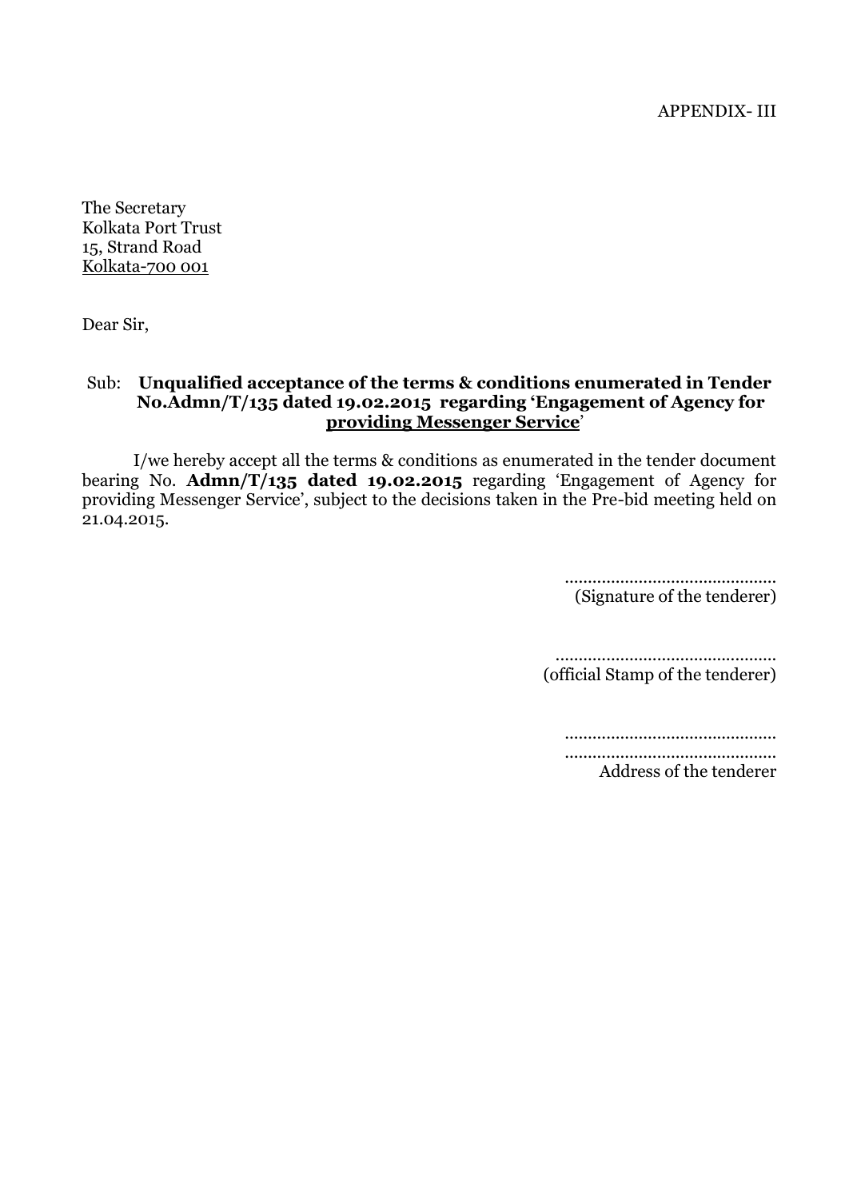APPENDIX- III

The Secretary
Kolkata Port Trust
15, Strand Road
Kolkata-700 001

Dear Sir,

Sub: **Unqualified acceptance of the terms & conditions enumerated in Tender No.Admn/T/135 dated 19.02.2015 regarding 'Engagement of Agency for providing Messenger Service'**

I/we hereby accept all the terms & conditions as enumerated in the tender document bearing No. **Admn/T/135 dated 19.02.2015** regarding 'Engagement of Agency for providing Messenger Service', subject to the decisions taken in the Pre-bid meeting held on 21.04.2015.

..............................................
(Signature of the tenderer)

..............................................
(official Stamp of the tenderer)

..............................................
..............................................
Address of the tenderer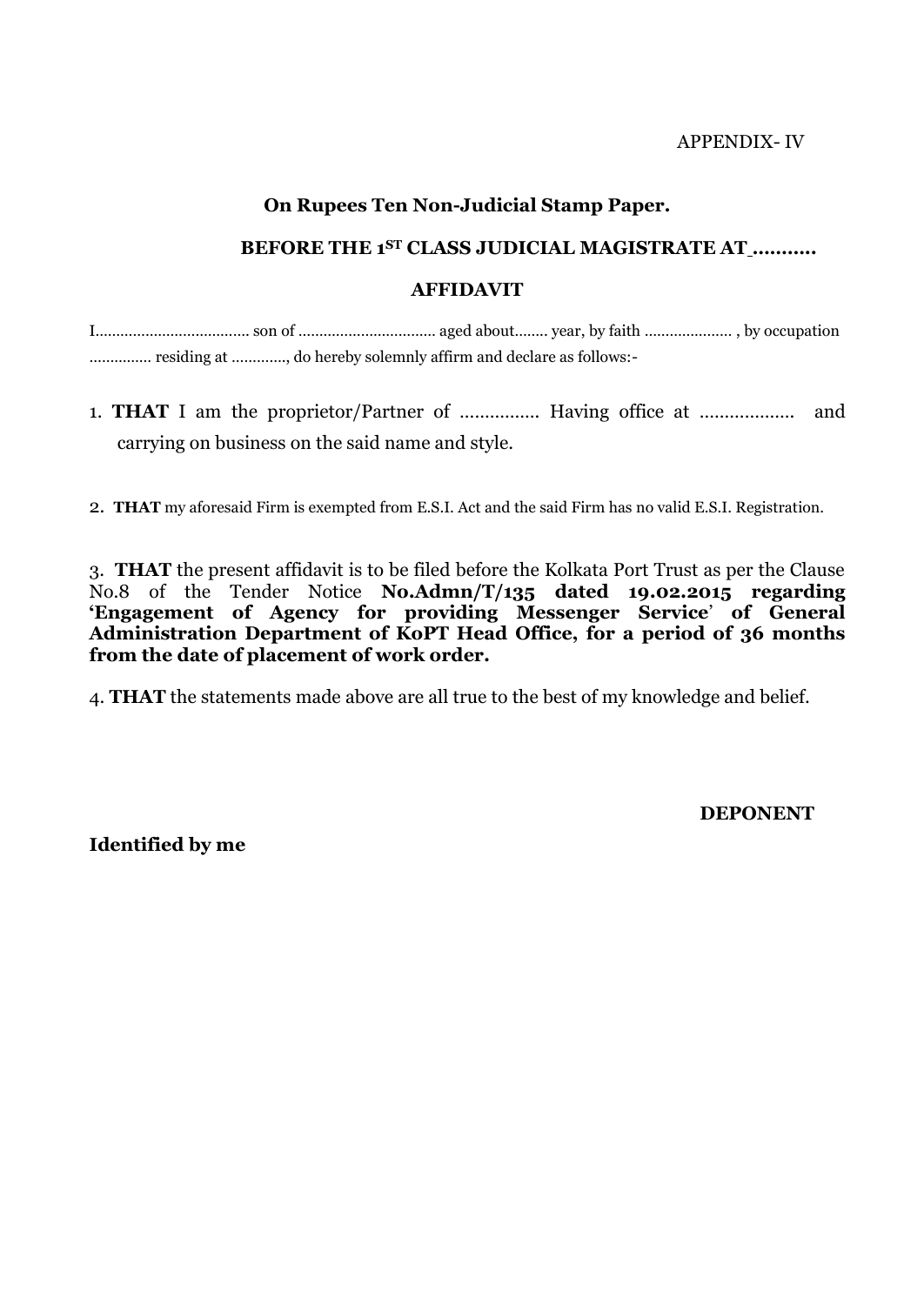APPENDIX- IV

**On Rupees Ten Non-Judicial Stamp Paper.**

**BEFORE THE 1ST CLASS JUDICIAL MAGISTRATE AT ..........**

**AFFIDAVIT**

I.................................... son of ................................ aged about........ year, by faith .................... , by occupation .............. residing at ............, do hereby solemnly affirm and declare as follows:-

1. **THAT** I am the proprietor/Partner of ............... Having office at .................. and carrying on business on the said name and style.

2. **THAT** my aforesaid Firm is exempted from E.S.I. Act and the said Firm has no valid E.S.I. Registration.

3. **THAT** the present affidavit is to be filed before the Kolkata Port Trust as per the Clause No.8 of the Tender Notice **No.Admn/T/135 dated 19.02.2015 regarding 'Engagement of Agency for providing Messenger Service' of General Administration Department of KoPT Head Office, for a period of 36 months from the date of placement of work order.**

4. **THAT** the statements made above are all true to the best of my knowledge and belief.

**DEPONENT**

**Identified by me**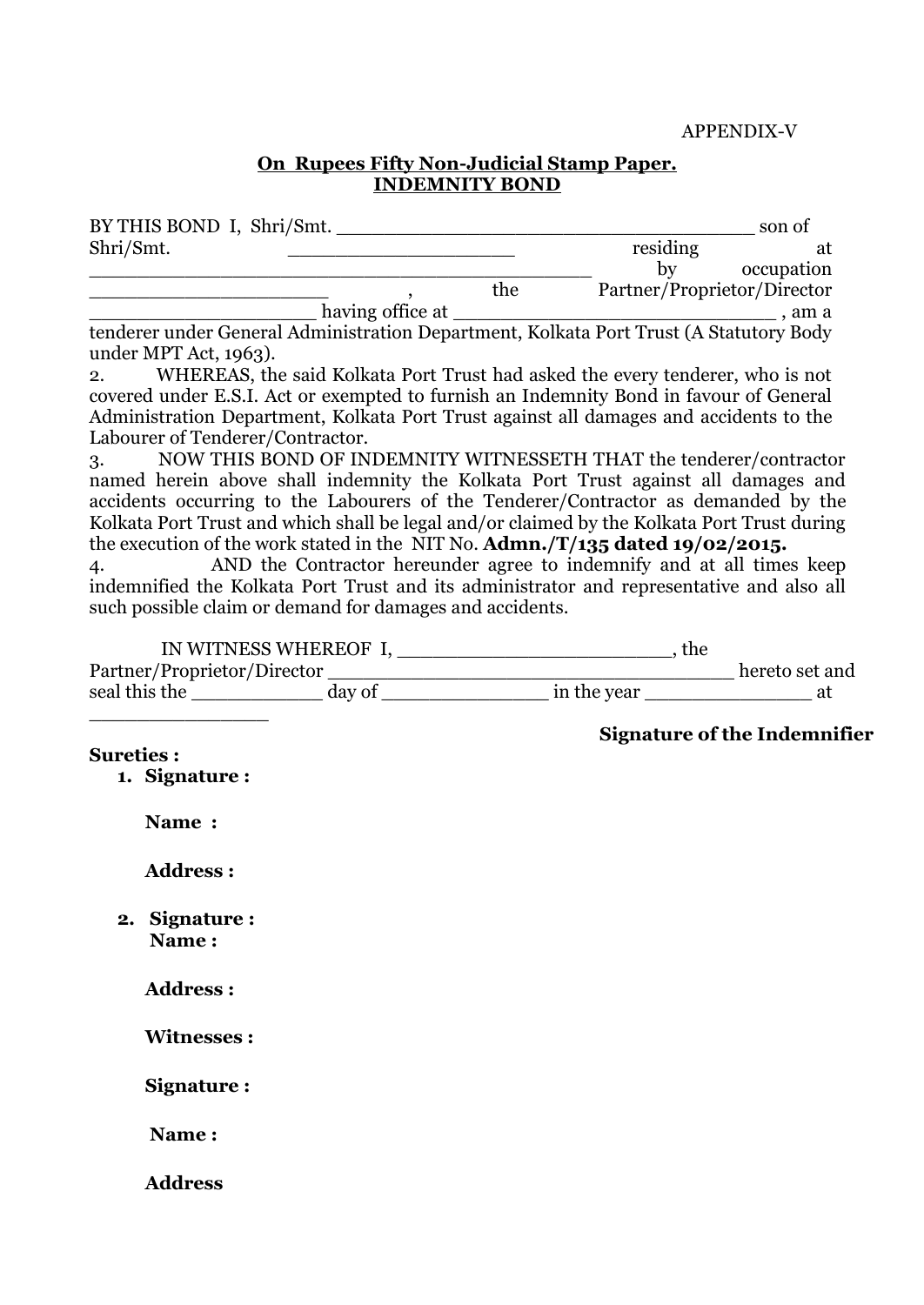APPENDIX-V

**On Rupees Fifty Non-Judicial Stamp Paper.**
**INDEMNITY BOND**

BY THIS BOND I, Shri/Smt. ____________________________________ son of Shri/Smt. ____________________ residing at ____________________________________________ by occupation ____________________, the Partner/Proprietor/Director ____________________ having office at ____________________________ , am a tenderer under General Administration Department, Kolkata Port Trust (A Statutory Body under MPT Act, 1963).

2. WHEREAS, the said Kolkata Port Trust had asked the every tenderer, who is not covered under E.S.I. Act or exempted to furnish an Indemnity Bond in favour of General Administration Department, Kolkata Port Trust against all damages and accidents to the Labourer of Tenderer/Contractor.

3. NOW THIS BOND OF INDEMNITY WITNESSETH THAT the tenderer/contractor named herein above shall indemnity the Kolkata Port Trust against all damages and accidents occurring to the Labourers of the Tenderer/Contractor as demanded by the Kolkata Port Trust and which shall be legal and/or claimed by the Kolkata Port Trust during the execution of the work stated in the NIT No. **Admn./T/135 dated 19/02/2015.**

4. AND the Contractor hereunder agree to indemnify and at all times keep indemnified the Kolkata Port Trust and its administrator and representative and also all such possible claim or demand for damages and accidents.

IN WITNESS WHEREOF I, ________________________, the Partner/Proprietor/Director ___________________________________ hereto set and seal this the ___________ day of ______________ in the year ______________ at ________________

**Signature of the Indemnifier**

**Sureties :**

1. **Signature :**

   **Name :**

   **Address :**

2. **Signature :**
   **Name :**

   **Address :**

**Witnesses :**

**Signature :**

**Name :**

**Address**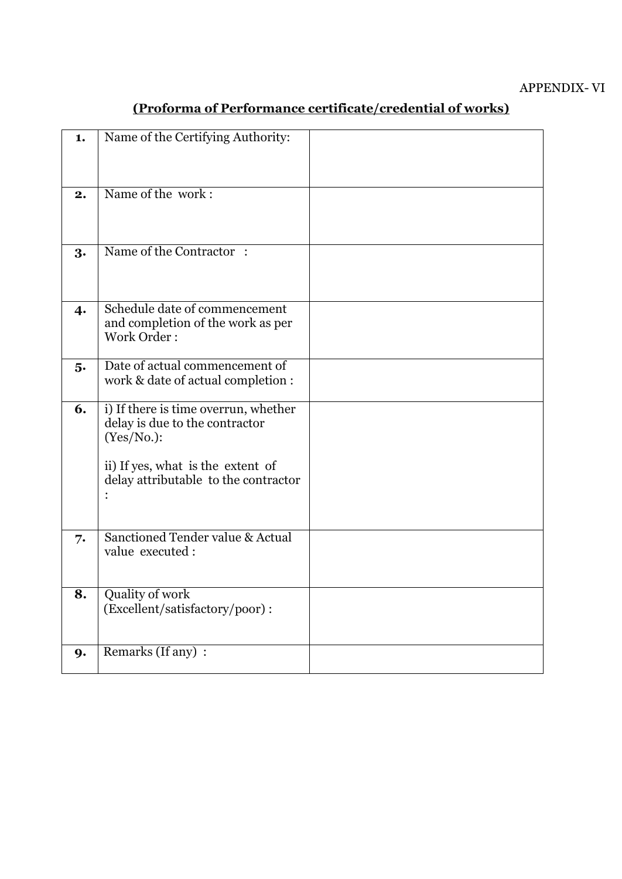APPENDIX- VI

**(Proforma of Performance certificate/credential of works)**

| | | |
|---|---|---|
| **1.** | Name of the Certifying Authority: | |
| **2.** | Name of the work : | |
| **3.** | Name of the Contractor : | |
| **4.** | Schedule date of commencement and completion of the work as per Work Order : | |
| **5.** | Date of actual commencement of work & date of actual completion : | |
| **6.** | i) If there is time overrun, whether delay is due to the contractor (Yes/No.):<br><br>ii) If yes, what is the extent of delay attributable to the contractor : | |
| **7.** | Sanctioned Tender value & Actual value executed : | |
| **8.** | Quality of work (Excellent/satisfactory/poor) : | |
| **9.** | Remarks (If any) : | |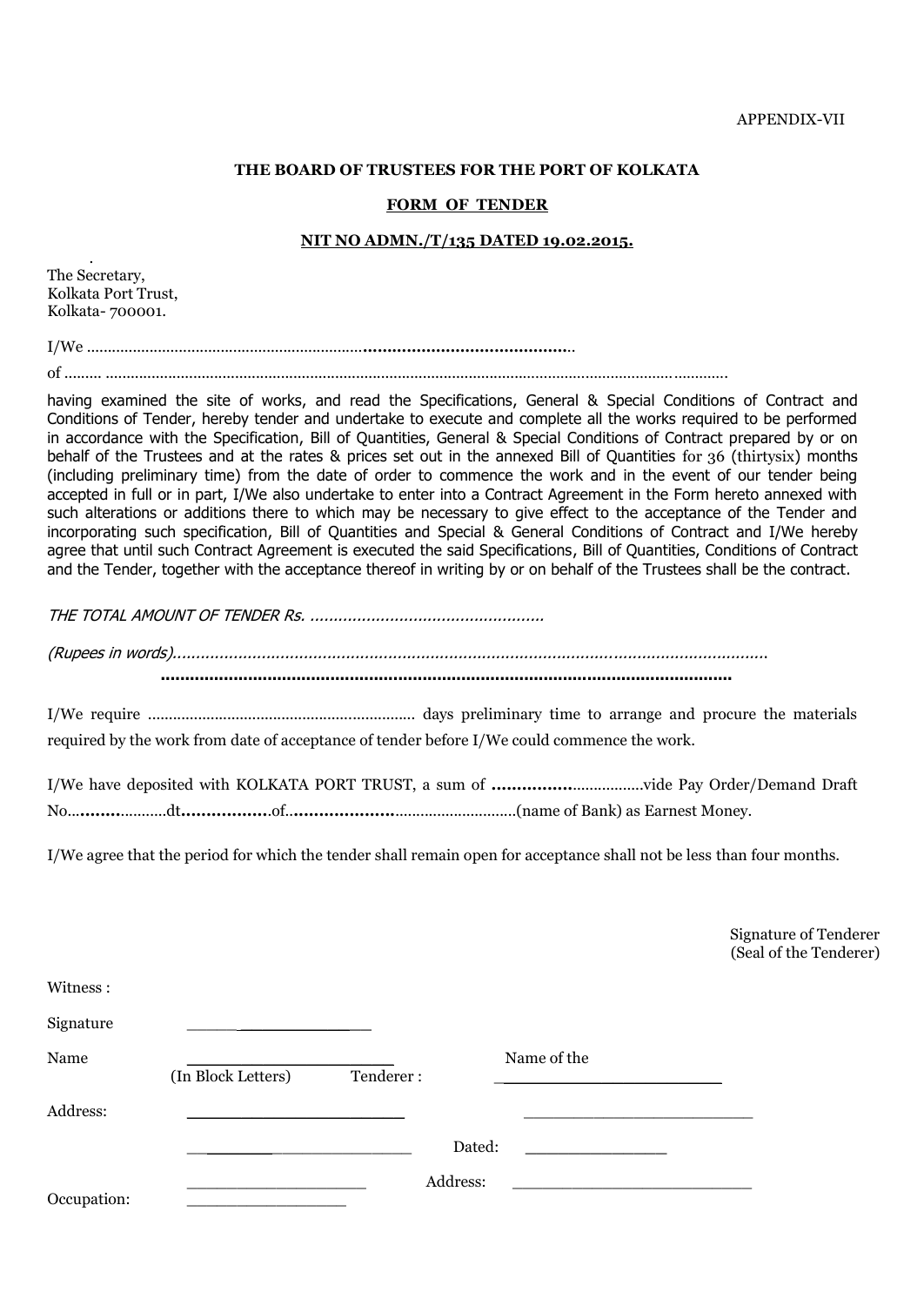APPENDIX-VII

**THE BOARD OF TRUSTEES FOR THE PORT OF KOLKATA**

**FORM OF TENDER**

**NIT NO ADMN./T/135 DATED 19.02.2015.**

The Secretary,
Kolkata Port Trust,
Kolkata- 700001.

I/We ...........................................................................................................

of ......... ..............................................................................................................................................

having examined the site of works, and read the Specifications, General & Special Conditions of Contract and Conditions of Tender, hereby tender and undertake to execute and complete all the works required to be performed in accordance with the Specification, Bill of Quantities, General & Special Conditions of Contract prepared by or on behalf of the Trustees and at the rates & prices set out in the annexed Bill of Quantities for 36 (thirtysix) months (including preliminary time) from the date of order to commence the work and in the event of our tender being accepted in full or in part, I/We also undertake to enter into a Contract Agreement in the Form hereto annexed with such alterations or additions there to which may be necessary to give effect to the acceptance of the Tender and incorporating such specification, Bill of Quantities and Special & General Conditions of Contract and I/We hereby agree that until such Contract Agreement is executed the said Specifications, Bill of Quantities, Conditions of Contract and the Tender, together with the acceptance thereof in writing by or on behalf of the Trustees shall be the contract.

*THE TOTAL AMOUNT OF TENDER Rs. ..................................................*

*(Rupees in words)..............................................................................................................................*

........................................................................................................................

I/We require ................................................................ days preliminary time to arrange and procure the materials required by the work from date of acceptance of tender before I/We could commence the work.

I/We have deposited with KOLKATA PORT TRUST, a sum of ..................................vide Pay Order/Demand Draft No.........................dt..................of..........................................(name of Bank) as Earnest Money.

I/We agree that the period for which the tender shall remain open for acceptance shall not be less than four months.

Signature of Tenderer
(Seal of the Tenderer)

Witness :

Signature ____________________

Name ____________________
(In Block Letters)

Address: ____________________

____________________

____________________

Occupation: ____________________

Tenderer : Name of the ____________________

____________________

Dated: ____________________

Address: ____________________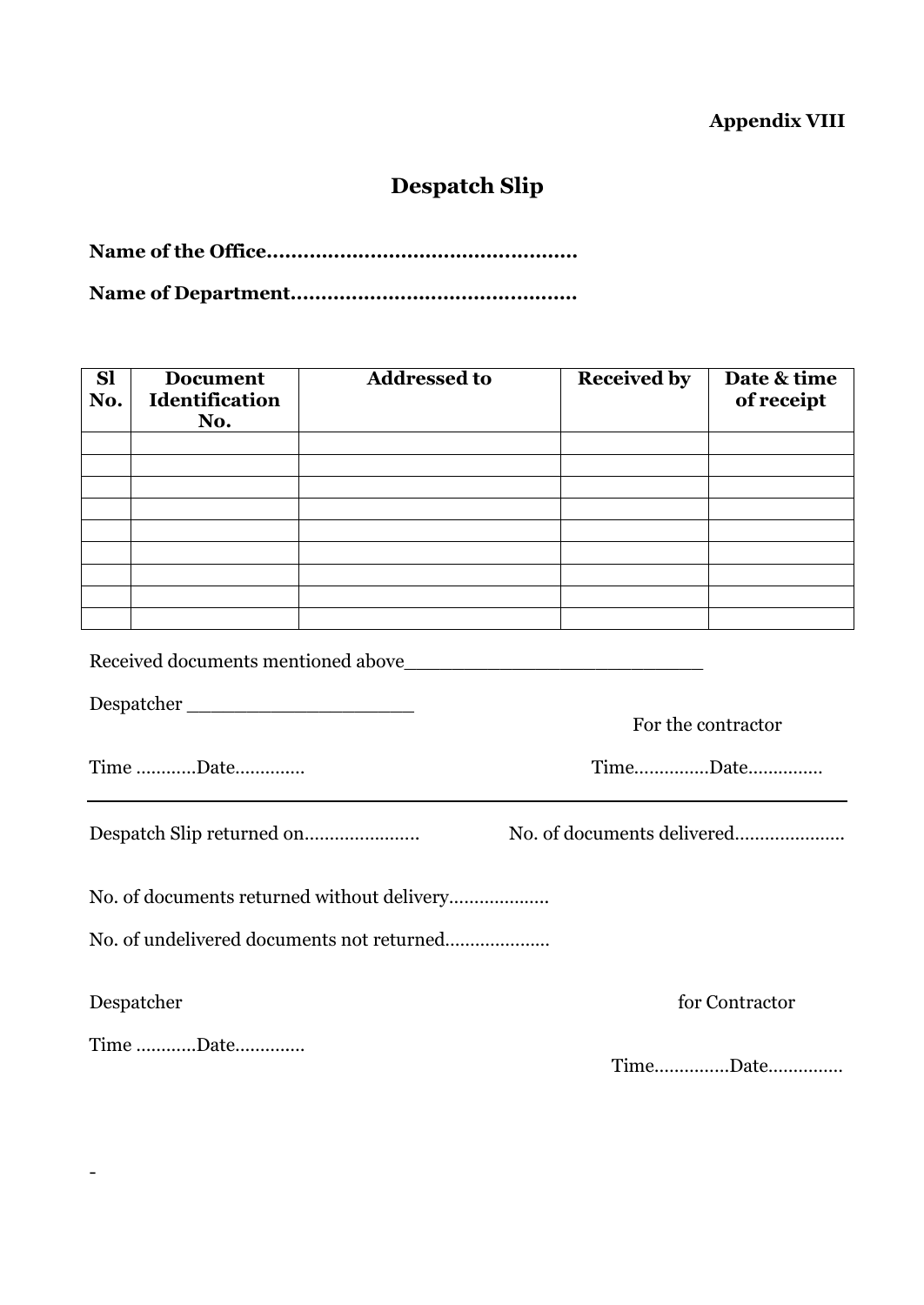**Appendix VIII**

# Despatch Slip

**Name of the Office……………………………………………**

**Name of Department………………………………………**

| Sl No. | Document Identification No. | Addressed to | Received by | Date & time of receipt |
|---|---|---|---|---|
| | | | | |
| | | | | |
| | | | | |
| | | | | |
| | | | | |
| | | | | |
| | | | | |
| | | | | |
| | | | | |

Received documents mentioned above___________________________

Despatcher _____________________

For the contractor

Time …………Date…………..

Time……………Date……………

---

Despatch Slip returned on…………………..

No. of documents delivered…………………

No. of documents returned without delivery……………….

No. of undelivered documents not returned………………..

Despatcher

for Contractor

Time …………Date…………..

Time……………Date……………

-